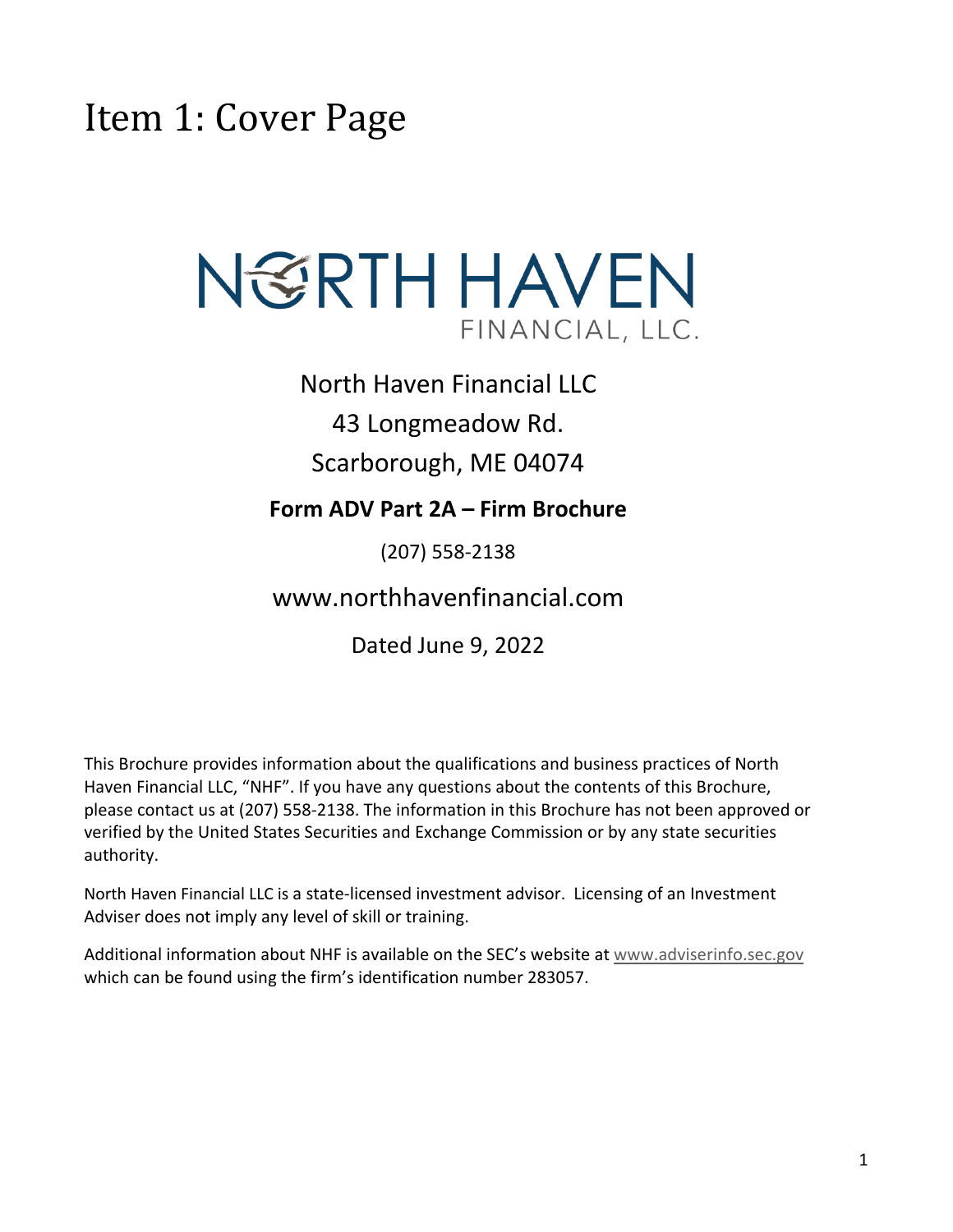# Item 1: Cover Page

NORTH HAVEN FINANCIAL, LLC.

North Haven Financial LLC

43 Longmeadow Rd.

Scarborough, ME 04074

**Form ADV Part 2A – Firm Brochure**

(207) 558-2138

www.northhavenfinancial.com

Dated June 9, 2022

This Brochure provides information about the qualifications and business practices of North Haven Financial LLC, "NHF". If you have any questions about the contents of this Brochure, please contact us at (207) 558-2138. The information in this Brochure has not been approved or verified by the United States Securities and Exchange Commission or by any state securities authority.

North Haven Financial LLC is a state-licensed investment advisor. Licensing of an Investment Adviser does not imply any level of skill or training.

Additional information about NHF is available on the SEC's website at www.adviserinfo.sec.gov which can be found using the firm's identification number 283057.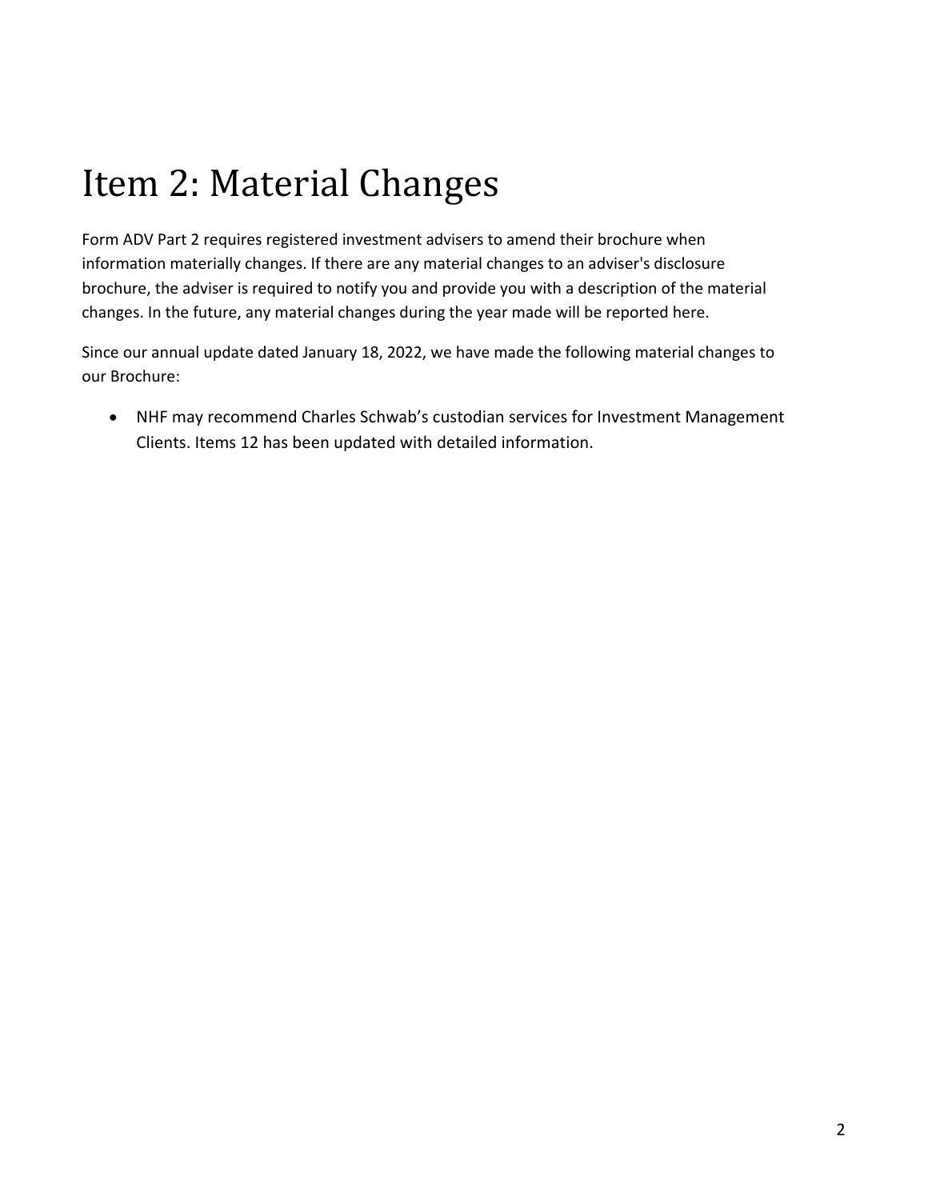# Item 2: Material Changes

Form ADV Part 2 requires registered investment advisers to amend their brochure when information materially changes. If there are any material changes to an adviser's disclosure brochure, the adviser is required to notify you and provide you with a description of the material changes. In the future, any material changes during the year made will be reported here.

Since our annual update dated January 18, 2022, we have made the following material changes to our Brochure:

- NHF may recommend Charles Schwab's custodian services for Investment Management Clients. Items 12 has been updated with detailed information.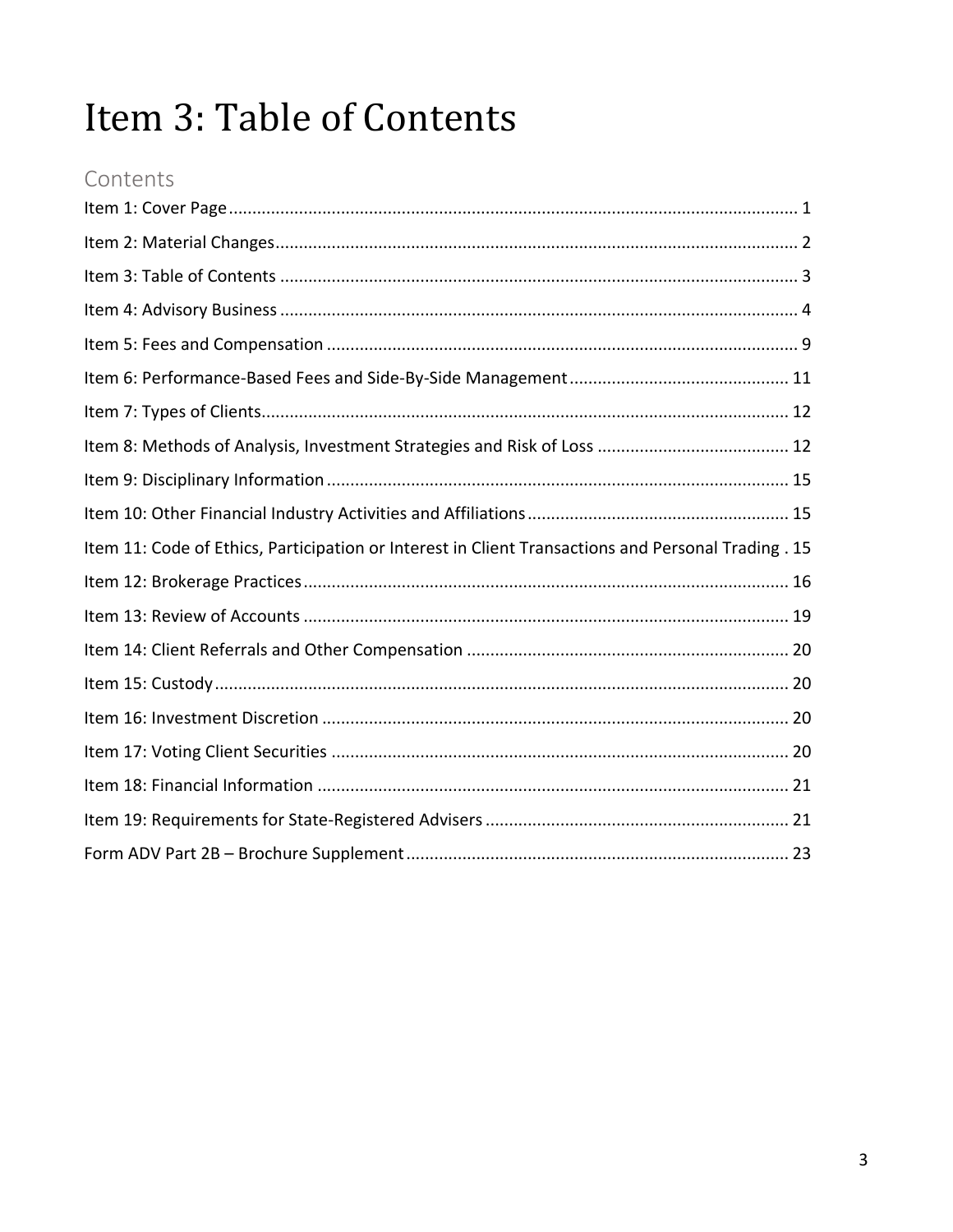# Item 3: Table of Contents

## Contents

Item 1: Cover Page ........................................................................................................................ 1

Item 2: Material Changes.............................................................................................................. 2

Item 3: Table of Contents ............................................................................................................. 3

Item 4: Advisory Business ............................................................................................................. 4

Item 5: Fees and Compensation ................................................................................................... 9

Item 6: Performance-Based Fees and Side-By-Side Management .............................................. 11

Item 7: Types of Clients................................................................................................................ 12

Item 8: Methods of Analysis, Investment Strategies and Risk of Loss ......................................... 12

Item 9: Disciplinary Information .................................................................................................. 15

Item 10: Other Financial Industry Activities and Affiliations ........................................................ 15

Item 11: Code of Ethics, Participation or Interest in Client Transactions and Personal Trading . 15

Item 12: Brokerage Practices ....................................................................................................... 16

Item 13: Review of Accounts ....................................................................................................... 19

Item 14: Client Referrals and Other Compensation .................................................................... 20

Item 15: Custody .......................................................................................................................... 20

Item 16: Investment Discretion ................................................................................................... 20

Item 17: Voting Client Securities ................................................................................................. 20

Item 18: Financial Information .................................................................................................... 21

Item 19: Requirements for State-Registered Advisers ................................................................ 21

Form ADV Part 2B – Brochure Supplement ................................................................................. 23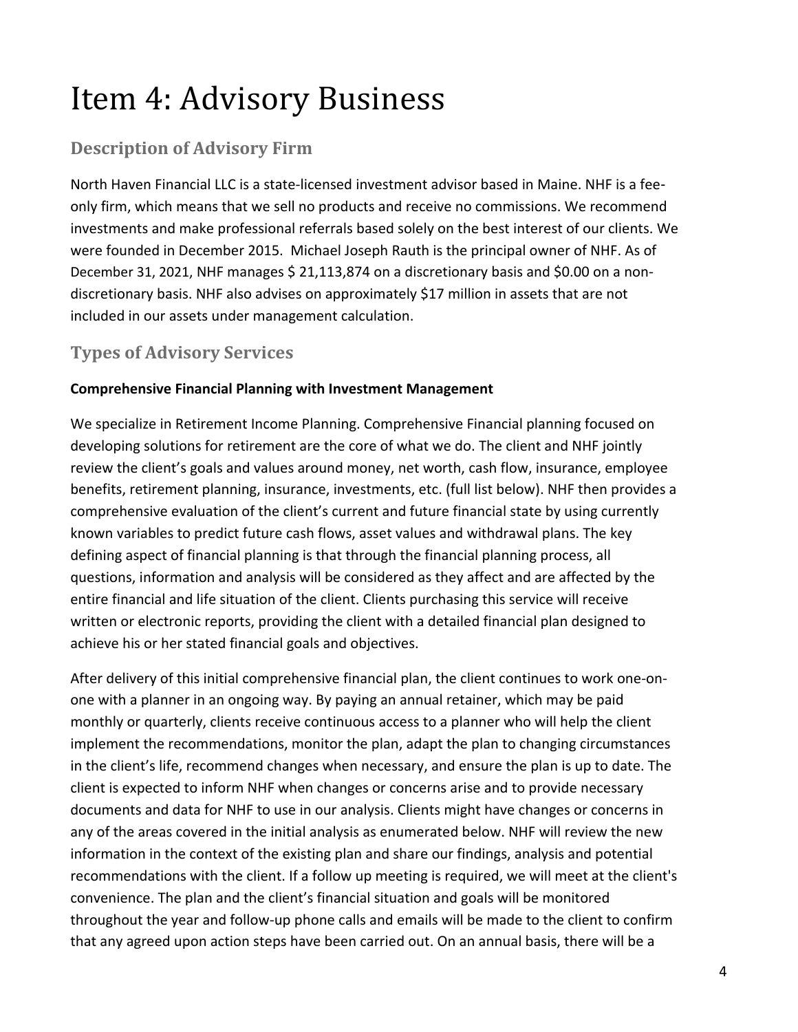# Item 4: Advisory Business

## Description of Advisory Firm

North Haven Financial LLC is a state-licensed investment advisor based in Maine. NHF is a fee-only firm, which means that we sell no products and receive no commissions. We recommend investments and make professional referrals based solely on the best interest of our clients. We were founded in December 2015. Michael Joseph Rauth is the principal owner of NHF. As of December 31, 2021, NHF manages $ 21,113,874 on a discretionary basis and $0.00 on a non-discretionary basis. NHF also advises on approximately $17 million in assets that are not included in our assets under management calculation.

## Types of Advisory Services

**Comprehensive Financial Planning with Investment Management**

We specialize in Retirement Income Planning. Comprehensive Financial planning focused on developing solutions for retirement are the core of what we do. The client and NHF jointly review the client's goals and values around money, net worth, cash flow, insurance, employee benefits, retirement planning, insurance, investments, etc. (full list below). NHF then provides a comprehensive evaluation of the client's current and future financial state by using currently known variables to predict future cash flows, asset values and withdrawal plans. The key defining aspect of financial planning is that through the financial planning process, all questions, information and analysis will be considered as they affect and are affected by the entire financial and life situation of the client. Clients purchasing this service will receive written or electronic reports, providing the client with a detailed financial plan designed to achieve his or her stated financial goals and objectives.

After delivery of this initial comprehensive financial plan, the client continues to work one-on-one with a planner in an ongoing way. By paying an annual retainer, which may be paid monthly or quarterly, clients receive continuous access to a planner who will help the client implement the recommendations, monitor the plan, adapt the plan to changing circumstances in the client's life, recommend changes when necessary, and ensure the plan is up to date. The client is expected to inform NHF when changes or concerns arise and to provide necessary documents and data for NHF to use in our analysis. Clients might have changes or concerns in any of the areas covered in the initial analysis as enumerated below. NHF will review the new information in the context of the existing plan and share our findings, analysis and potential recommendations with the client. If a follow up meeting is required, we will meet at the client's convenience. The plan and the client's financial situation and goals will be monitored throughout the year and follow-up phone calls and emails will be made to the client to confirm that any agreed upon action steps have been carried out. On an annual basis, there will be a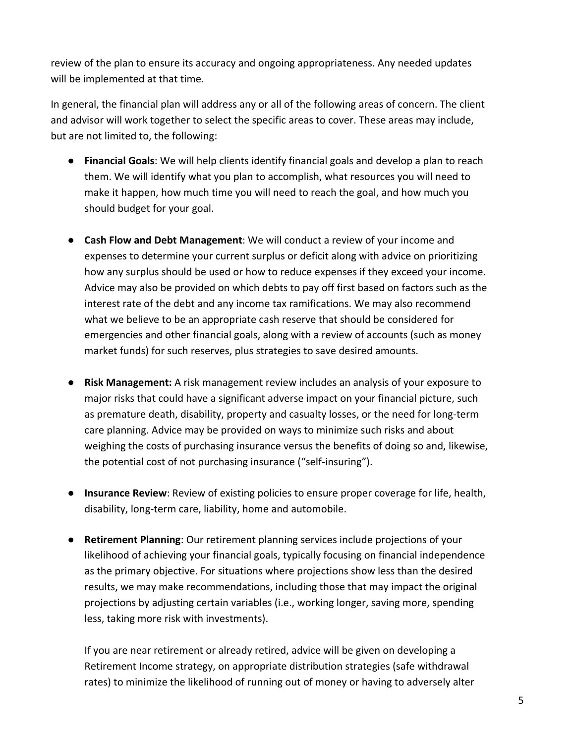review of the plan to ensure its accuracy and ongoing appropriateness. Any needed updates will be implemented at that time.

In general, the financial plan will address any or all of the following areas of concern. The client and advisor will work together to select the specific areas to cover. These areas may include, but are not limited to, the following:

- **Financial Goals**: We will help clients identify financial goals and develop a plan to reach them. We will identify what you plan to accomplish, what resources you will need to make it happen, how much time you will need to reach the goal, and how much you should budget for your goal.

- **Cash Flow and Debt Management**: We will conduct a review of your income and expenses to determine your current surplus or deficit along with advice on prioritizing how any surplus should be used or how to reduce expenses if they exceed your income. Advice may also be provided on which debts to pay off first based on factors such as the interest rate of the debt and any income tax ramifications. We may also recommend what we believe to be an appropriate cash reserve that should be considered for emergencies and other financial goals, along with a review of accounts (such as money market funds) for such reserves, plus strategies to save desired amounts.

- **Risk Management:** A risk management review includes an analysis of your exposure to major risks that could have a significant adverse impact on your financial picture, such as premature death, disability, property and casualty losses, or the need for long-term care planning. Advice may be provided on ways to minimize such risks and about weighing the costs of purchasing insurance versus the benefits of doing so and, likewise, the potential cost of not purchasing insurance ("self-insuring").

- **Insurance Review**: Review of existing policies to ensure proper coverage for life, health, disability, long-term care, liability, home and automobile.

- **Retirement Planning**: Our retirement planning services include projections of your likelihood of achieving your financial goals, typically focusing on financial independence as the primary objective. For situations where projections show less than the desired results, we may make recommendations, including those that may impact the original projections by adjusting certain variables (i.e., working longer, saving more, spending less, taking more risk with investments).

  If you are near retirement or already retired, advice will be given on developing a Retirement Income strategy, on appropriate distribution strategies (safe withdrawal rates) to minimize the likelihood of running out of money or having to adversely alter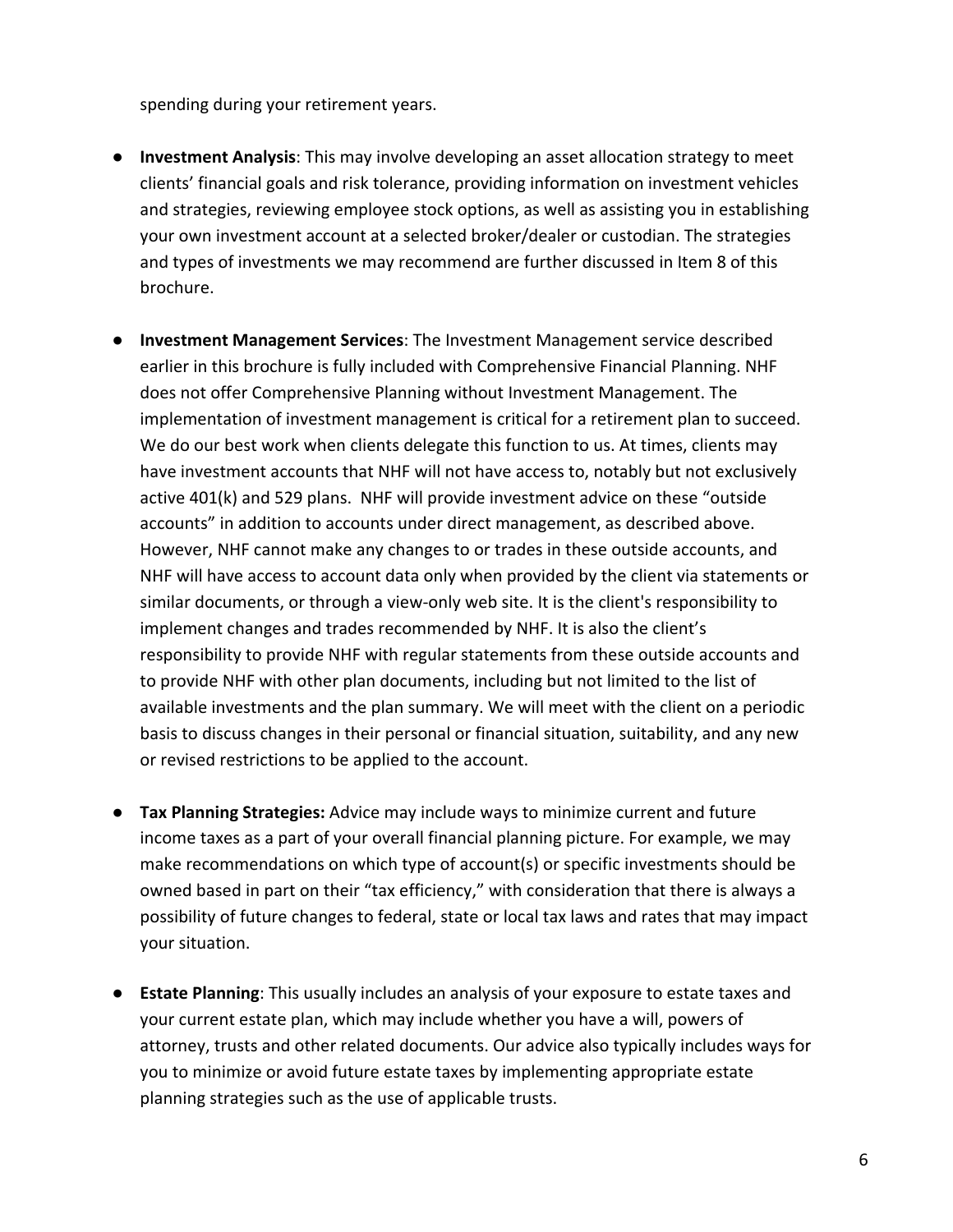spending during your retirement years.

- **Investment Analysis**: This may involve developing an asset allocation strategy to meet clients' financial goals and risk tolerance, providing information on investment vehicles and strategies, reviewing employee stock options, as well as assisting you in establishing your own investment account at a selected broker/dealer or custodian. The strategies and types of investments we may recommend are further discussed in Item 8 of this brochure.

- **Investment Management Services**: The Investment Management service described earlier in this brochure is fully included with Comprehensive Financial Planning. NHF does not offer Comprehensive Planning without Investment Management. The implementation of investment management is critical for a retirement plan to succeed. We do our best work when clients delegate this function to us. At times, clients may have investment accounts that NHF will not have access to, notably but not exclusively active 401(k) and 529 plans. NHF will provide investment advice on these "outside accounts" in addition to accounts under direct management, as described above. However, NHF cannot make any changes to or trades in these outside accounts, and NHF will have access to account data only when provided by the client via statements or similar documents, or through a view-only web site. It is the client's responsibility to implement changes and trades recommended by NHF. It is also the client's responsibility to provide NHF with regular statements from these outside accounts and to provide NHF with other plan documents, including but not limited to the list of available investments and the plan summary. We will meet with the client on a periodic basis to discuss changes in their personal or financial situation, suitability, and any new or revised restrictions to be applied to the account.

- **Tax Planning Strategies:** Advice may include ways to minimize current and future income taxes as a part of your overall financial planning picture. For example, we may make recommendations on which type of account(s) or specific investments should be owned based in part on their "tax efficiency," with consideration that there is always a possibility of future changes to federal, state or local tax laws and rates that may impact your situation.

- **Estate Planning**: This usually includes an analysis of your exposure to estate taxes and your current estate plan, which may include whether you have a will, powers of attorney, trusts and other related documents. Our advice also typically includes ways for you to minimize or avoid future estate taxes by implementing appropriate estate planning strategies such as the use of applicable trusts.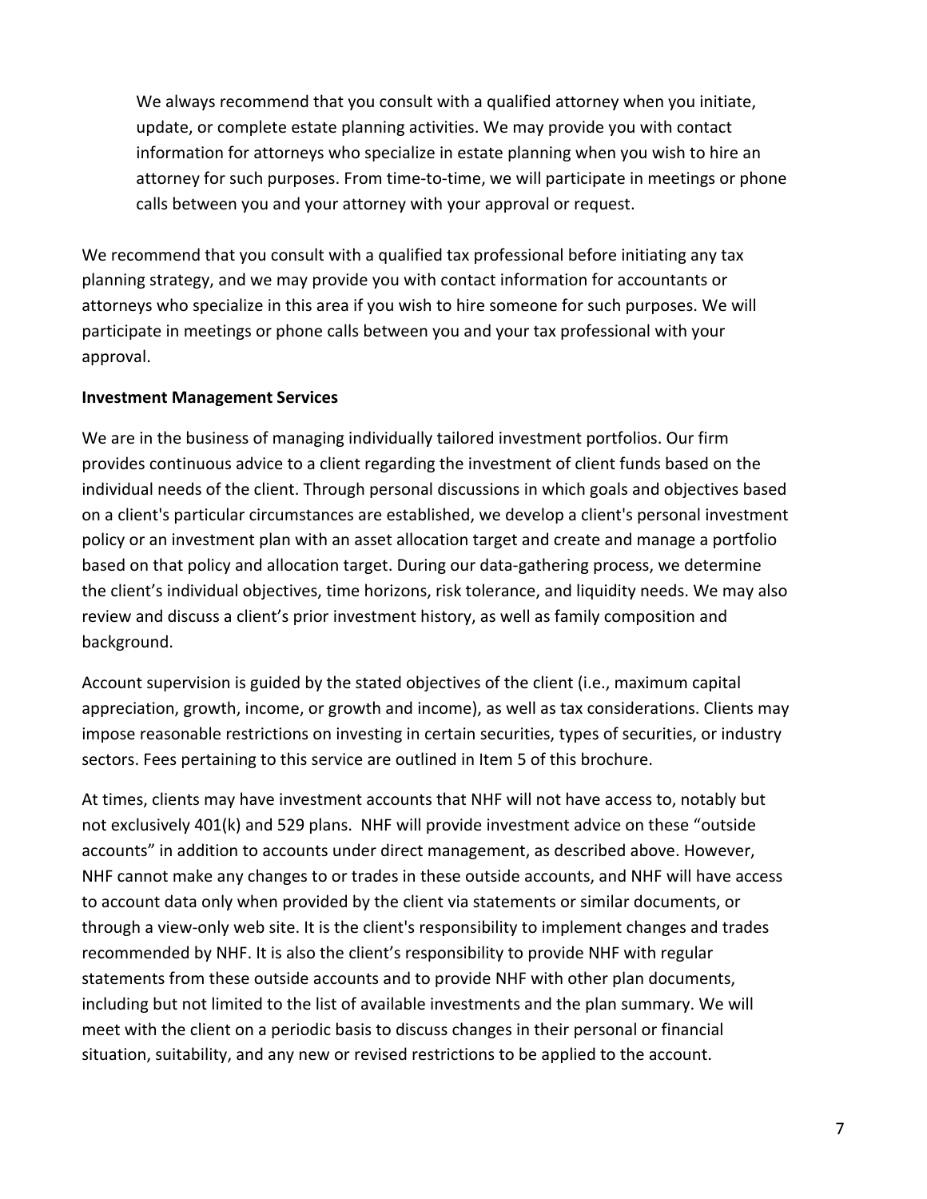We always recommend that you consult with a qualified attorney when you initiate, update, or complete estate planning activities. We may provide you with contact information for attorneys who specialize in estate planning when you wish to hire an attorney for such purposes. From time-to-time, we will participate in meetings or phone calls between you and your attorney with your approval or request.

We recommend that you consult with a qualified tax professional before initiating any tax planning strategy, and we may provide you with contact information for accountants or attorneys who specialize in this area if you wish to hire someone for such purposes. We will participate in meetings or phone calls between you and your tax professional with your approval.

**Investment Management Services**

We are in the business of managing individually tailored investment portfolios. Our firm provides continuous advice to a client regarding the investment of client funds based on the individual needs of the client. Through personal discussions in which goals and objectives based on a client's particular circumstances are established, we develop a client's personal investment policy or an investment plan with an asset allocation target and create and manage a portfolio based on that policy and allocation target. During our data-gathering process, we determine the client's individual objectives, time horizons, risk tolerance, and liquidity needs. We may also review and discuss a client's prior investment history, as well as family composition and background.

Account supervision is guided by the stated objectives of the client (i.e., maximum capital appreciation, growth, income, or growth and income), as well as tax considerations. Clients may impose reasonable restrictions on investing in certain securities, types of securities, or industry sectors. Fees pertaining to this service are outlined in Item 5 of this brochure.

At times, clients may have investment accounts that NHF will not have access to, notably but not exclusively 401(k) and 529 plans. NHF will provide investment advice on these "outside accounts" in addition to accounts under direct management, as described above. However, NHF cannot make any changes to or trades in these outside accounts, and NHF will have access to account data only when provided by the client via statements or similar documents, or through a view-only web site. It is the client's responsibility to implement changes and trades recommended by NHF. It is also the client's responsibility to provide NHF with regular statements from these outside accounts and to provide NHF with other plan documents, including but not limited to the list of available investments and the plan summary. We will meet with the client on a periodic basis to discuss changes in their personal or financial situation, suitability, and any new or revised restrictions to be applied to the account.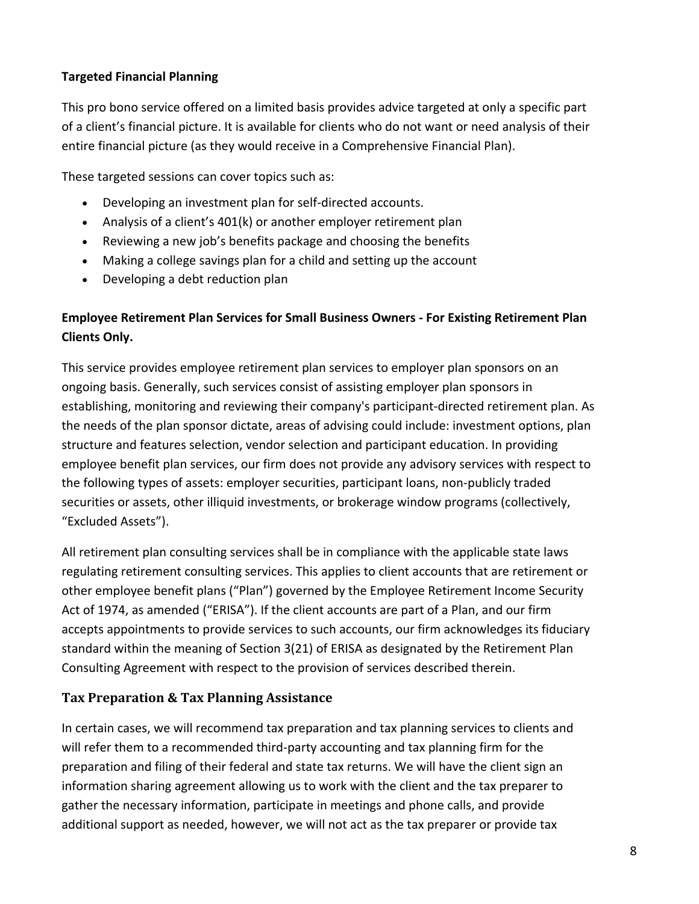**Targeted Financial Planning**

This pro bono service offered on a limited basis provides advice targeted at only a specific part of a client's financial picture. It is available for clients who do not want or need analysis of their entire financial picture (as they would receive in a Comprehensive Financial Plan).

These targeted sessions can cover topics such as:

- Developing an investment plan for self-directed accounts.
- Analysis of a client's 401(k) or another employer retirement plan
- Reviewing a new job's benefits package and choosing the benefits
- Making a college savings plan for a child and setting up the account
- Developing a debt reduction plan

**Employee Retirement Plan Services for Small Business Owners - For Existing Retirement Plan Clients Only.**

This service provides employee retirement plan services to employer plan sponsors on an ongoing basis. Generally, such services consist of assisting employer plan sponsors in establishing, monitoring and reviewing their company's participant-directed retirement plan. As the needs of the plan sponsor dictate, areas of advising could include: investment options, plan structure and features selection, vendor selection and participant education. In providing employee benefit plan services, our firm does not provide any advisory services with respect to the following types of assets: employer securities, participant loans, non-publicly traded securities or assets, other illiquid investments, or brokerage window programs (collectively, "Excluded Assets").

All retirement plan consulting services shall be in compliance with the applicable state laws regulating retirement consulting services. This applies to client accounts that are retirement or other employee benefit plans ("Plan") governed by the Employee Retirement Income Security Act of 1974, as amended ("ERISA"). If the client accounts are part of a Plan, and our firm accepts appointments to provide services to such accounts, our firm acknowledges its fiduciary standard within the meaning of Section 3(21) of ERISA as designated by the Retirement Plan Consulting Agreement with respect to the provision of services described therein.

### Tax Preparation & Tax Planning Assistance

In certain cases, we will recommend tax preparation and tax planning services to clients and will refer them to a recommended third-party accounting and tax planning firm for the preparation and filing of their federal and state tax returns. We will have the client sign an information sharing agreement allowing us to work with the client and the tax preparer to gather the necessary information, participate in meetings and phone calls, and provide additional support as needed, however, we will not act as the tax preparer or provide tax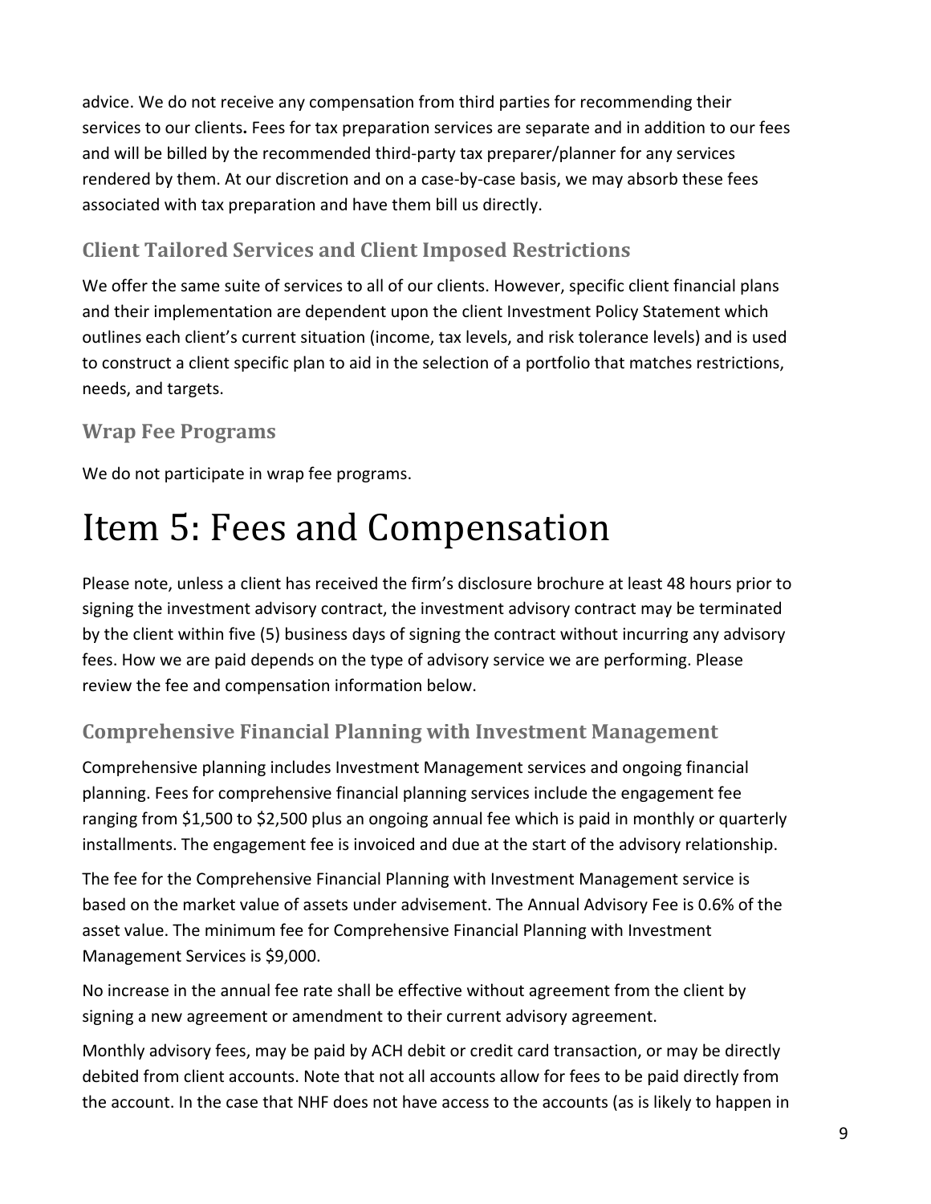advice. We do not receive any compensation from third parties for recommending their services to our clients**.** Fees for tax preparation services are separate and in addition to our fees and will be billed by the recommended third-party tax preparer/planner for any services rendered by them. At our discretion and on a case-by-case basis, we may absorb these fees associated with tax preparation and have them bill us directly.

### Client Tailored Services and Client Imposed Restrictions

We offer the same suite of services to all of our clients. However, specific client financial plans and their implementation are dependent upon the client Investment Policy Statement which outlines each client's current situation (income, tax levels, and risk tolerance levels) and is used to construct a client specific plan to aid in the selection of a portfolio that matches restrictions, needs, and targets.

### Wrap Fee Programs

We do not participate in wrap fee programs.

# Item 5: Fees and Compensation

Please note, unless a client has received the firm's disclosure brochure at least 48 hours prior to signing the investment advisory contract, the investment advisory contract may be terminated by the client within five (5) business days of signing the contract without incurring any advisory fees. How we are paid depends on the type of advisory service we are performing. Please review the fee and compensation information below.

### Comprehensive Financial Planning with Investment Management

Comprehensive planning includes Investment Management services and ongoing financial planning. Fees for comprehensive financial planning services include the engagement fee ranging from $1,500 to $2,500 plus an ongoing annual fee which is paid in monthly or quarterly installments. The engagement fee is invoiced and due at the start of the advisory relationship.

The fee for the Comprehensive Financial Planning with Investment Management service is based on the market value of assets under advisement. The Annual Advisory Fee is 0.6% of the asset value. The minimum fee for Comprehensive Financial Planning with Investment Management Services is $9,000.

No increase in the annual fee rate shall be effective without agreement from the client by signing a new agreement or amendment to their current advisory agreement.

Monthly advisory fees, may be paid by ACH debit or credit card transaction, or may be directly debited from client accounts. Note that not all accounts allow for fees to be paid directly from the account. In the case that NHF does not have access to the accounts (as is likely to happen in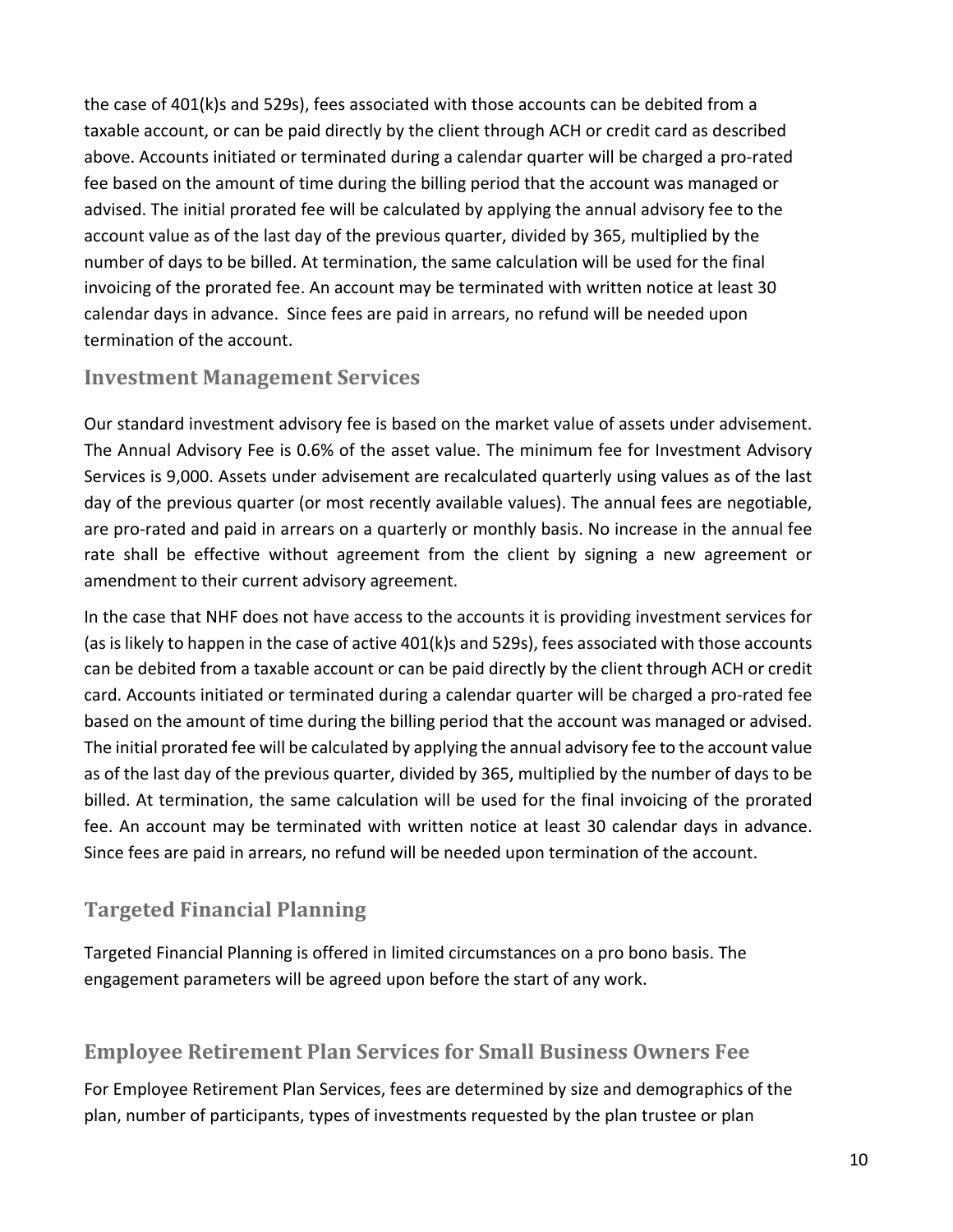the case of 401(k)s and 529s), fees associated with those accounts can be debited from a taxable account, or can be paid directly by the client through ACH or credit card as described above. Accounts initiated or terminated during a calendar quarter will be charged a pro-rated fee based on the amount of time during the billing period that the account was managed or advised. The initial prorated fee will be calculated by applying the annual advisory fee to the account value as of the last day of the previous quarter, divided by 365, multiplied by the number of days to be billed. At termination, the same calculation will be used for the final invoicing of the prorated fee. An account may be terminated with written notice at least 30 calendar days in advance. Since fees are paid in arrears, no refund will be needed upon termination of the account.

## Investment Management Services

Our standard investment advisory fee is based on the market value of assets under advisement. The Annual Advisory Fee is 0.6% of the asset value. The minimum fee for Investment Advisory Services is 9,000. Assets under advisement are recalculated quarterly using values as of the last day of the previous quarter (or most recently available values). The annual fees are negotiable, are pro-rated and paid in arrears on a quarterly or monthly basis. No increase in the annual fee rate shall be effective without agreement from the client by signing a new agreement or amendment to their current advisory agreement.

In the case that NHF does not have access to the accounts it is providing investment services for (as is likely to happen in the case of active 401(k)s and 529s), fees associated with those accounts can be debited from a taxable account or can be paid directly by the client through ACH or credit card. Accounts initiated or terminated during a calendar quarter will be charged a pro-rated fee based on the amount of time during the billing period that the account was managed or advised. The initial prorated fee will be calculated by applying the annual advisory fee to the account value as of the last day of the previous quarter, divided by 365, multiplied by the number of days to be billed. At termination, the same calculation will be used for the final invoicing of the prorated fee. An account may be terminated with written notice at least 30 calendar days in advance. Since fees are paid in arrears, no refund will be needed upon termination of the account.

## Targeted Financial Planning

Targeted Financial Planning is offered in limited circumstances on a pro bono basis. The engagement parameters will be agreed upon before the start of any work.

## Employee Retirement Plan Services for Small Business Owners Fee

For Employee Retirement Plan Services, fees are determined by size and demographics of the plan, number of participants, types of investments requested by the plan trustee or plan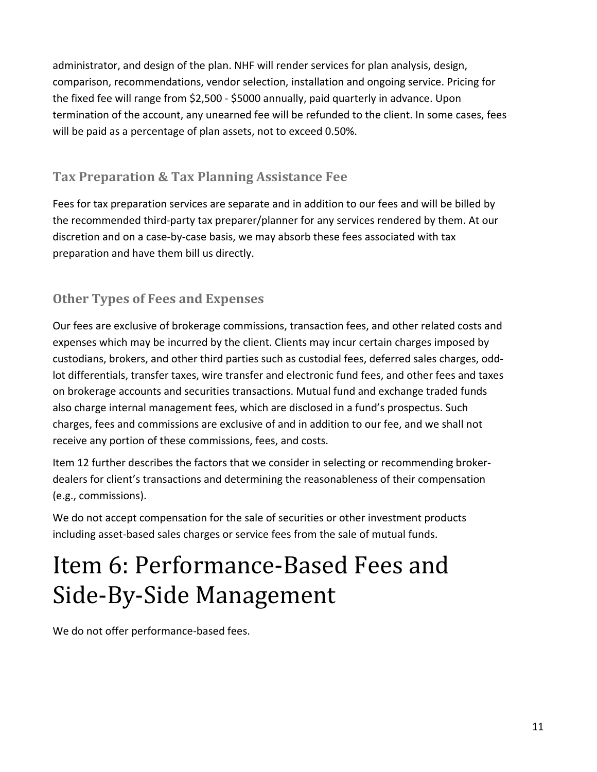administrator, and design of the plan. NHF will render services for plan analysis, design, comparison, recommendations, vendor selection, installation and ongoing service. Pricing for the fixed fee will range from $2,500 - $5000 annually, paid quarterly in advance. Upon termination of the account, any unearned fee will be refunded to the client. In some cases, fees will be paid as a percentage of plan assets, not to exceed 0.50%.

### Tax Preparation & Tax Planning Assistance Fee

Fees for tax preparation services are separate and in addition to our fees and will be billed by the recommended third-party tax preparer/planner for any services rendered by them. At our discretion and on a case-by-case basis, we may absorb these fees associated with tax preparation and have them bill us directly.

### Other Types of Fees and Expenses

Our fees are exclusive of brokerage commissions, transaction fees, and other related costs and expenses which may be incurred by the client. Clients may incur certain charges imposed by custodians, brokers, and other third parties such as custodial fees, deferred sales charges, odd-lot differentials, transfer taxes, wire transfer and electronic fund fees, and other fees and taxes on brokerage accounts and securities transactions. Mutual fund and exchange traded funds also charge internal management fees, which are disclosed in a fund's prospectus. Such charges, fees and commissions are exclusive of and in addition to our fee, and we shall not receive any portion of these commissions, fees, and costs.

Item 12 further describes the factors that we consider in selecting or recommending broker-dealers for client's transactions and determining the reasonableness of their compensation (e.g., commissions).

We do not accept compensation for the sale of securities or other investment products including asset-based sales charges or service fees from the sale of mutual funds.

# Item 6: Performance-Based Fees and Side-By-Side Management

We do not offer performance-based fees.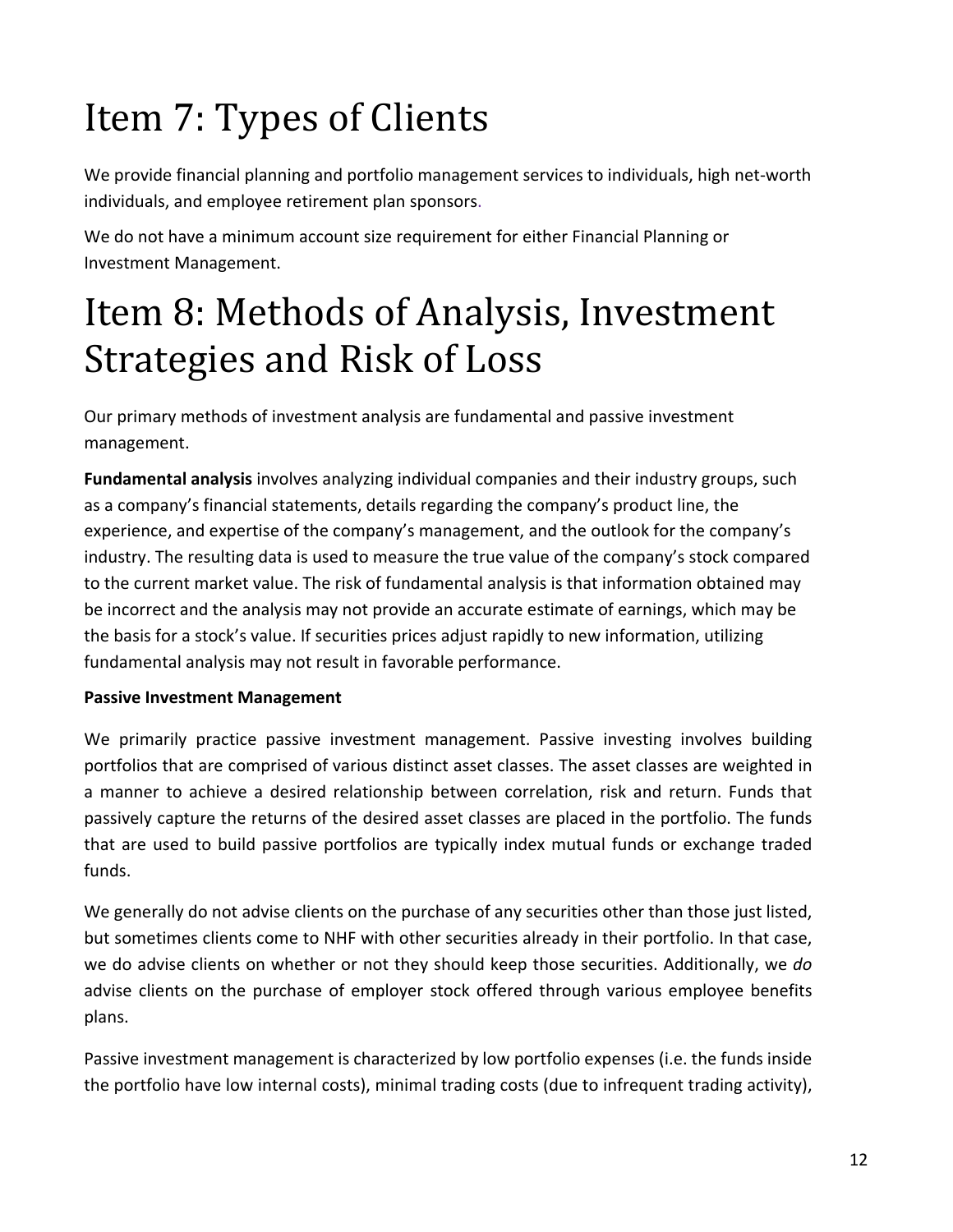# Item 7: Types of Clients

We provide financial planning and portfolio management services to individuals, high net-worth individuals, and employee retirement plan sponsors.

We do not have a minimum account size requirement for either Financial Planning or Investment Management.

# Item 8: Methods of Analysis, Investment Strategies and Risk of Loss

Our primary methods of investment analysis are fundamental and passive investment management.

**Fundamental analysis** involves analyzing individual companies and their industry groups, such as a company's financial statements, details regarding the company's product line, the experience, and expertise of the company's management, and the outlook for the company's industry. The resulting data is used to measure the true value of the company's stock compared to the current market value. The risk of fundamental analysis is that information obtained may be incorrect and the analysis may not provide an accurate estimate of earnings, which may be the basis for a stock's value. If securities prices adjust rapidly to new information, utilizing fundamental analysis may not result in favorable performance.

**Passive Investment Management**

We primarily practice passive investment management. Passive investing involves building portfolios that are comprised of various distinct asset classes. The asset classes are weighted in a manner to achieve a desired relationship between correlation, risk and return. Funds that passively capture the returns of the desired asset classes are placed in the portfolio. The funds that are used to build passive portfolios are typically index mutual funds or exchange traded funds.

We generally do not advise clients on the purchase of any securities other than those just listed, but sometimes clients come to NHF with other securities already in their portfolio. In that case, we do advise clients on whether or not they should keep those securities. Additionally, we *do* advise clients on the purchase of employer stock offered through various employee benefits plans.

Passive investment management is characterized by low portfolio expenses (i.e. the funds inside the portfolio have low internal costs), minimal trading costs (due to infrequent trading activity),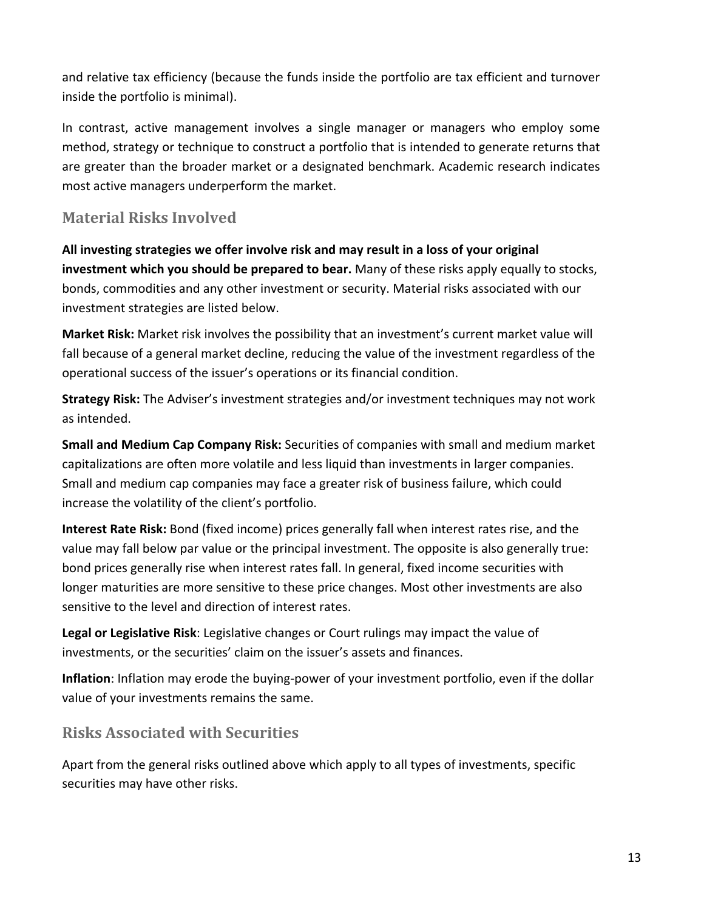and relative tax efficiency (because the funds inside the portfolio are tax efficient and turnover inside the portfolio is minimal).

In contrast, active management involves a single manager or managers who employ some method, strategy or technique to construct a portfolio that is intended to generate returns that are greater than the broader market or a designated benchmark. Academic research indicates most active managers underperform the market.

## Material Risks Involved

**All investing strategies we offer involve risk and may result in a loss of your original investment which you should be prepared to bear.** Many of these risks apply equally to stocks, bonds, commodities and any other investment or security. Material risks associated with our investment strategies are listed below.

**Market Risk:** Market risk involves the possibility that an investment's current market value will fall because of a general market decline, reducing the value of the investment regardless of the operational success of the issuer's operations or its financial condition.

**Strategy Risk:** The Adviser's investment strategies and/or investment techniques may not work as intended.

**Small and Medium Cap Company Risk:** Securities of companies with small and medium market capitalizations are often more volatile and less liquid than investments in larger companies. Small and medium cap companies may face a greater risk of business failure, which could increase the volatility of the client's portfolio.

**Interest Rate Risk:** Bond (fixed income) prices generally fall when interest rates rise, and the value may fall below par value or the principal investment. The opposite is also generally true: bond prices generally rise when interest rates fall. In general, fixed income securities with longer maturities are more sensitive to these price changes. Most other investments are also sensitive to the level and direction of interest rates.

**Legal or Legislative Risk**: Legislative changes or Court rulings may impact the value of investments, or the securities' claim on the issuer's assets and finances.

**Inflation**: Inflation may erode the buying-power of your investment portfolio, even if the dollar value of your investments remains the same.

## Risks Associated with Securities

Apart from the general risks outlined above which apply to all types of investments, specific securities may have other risks.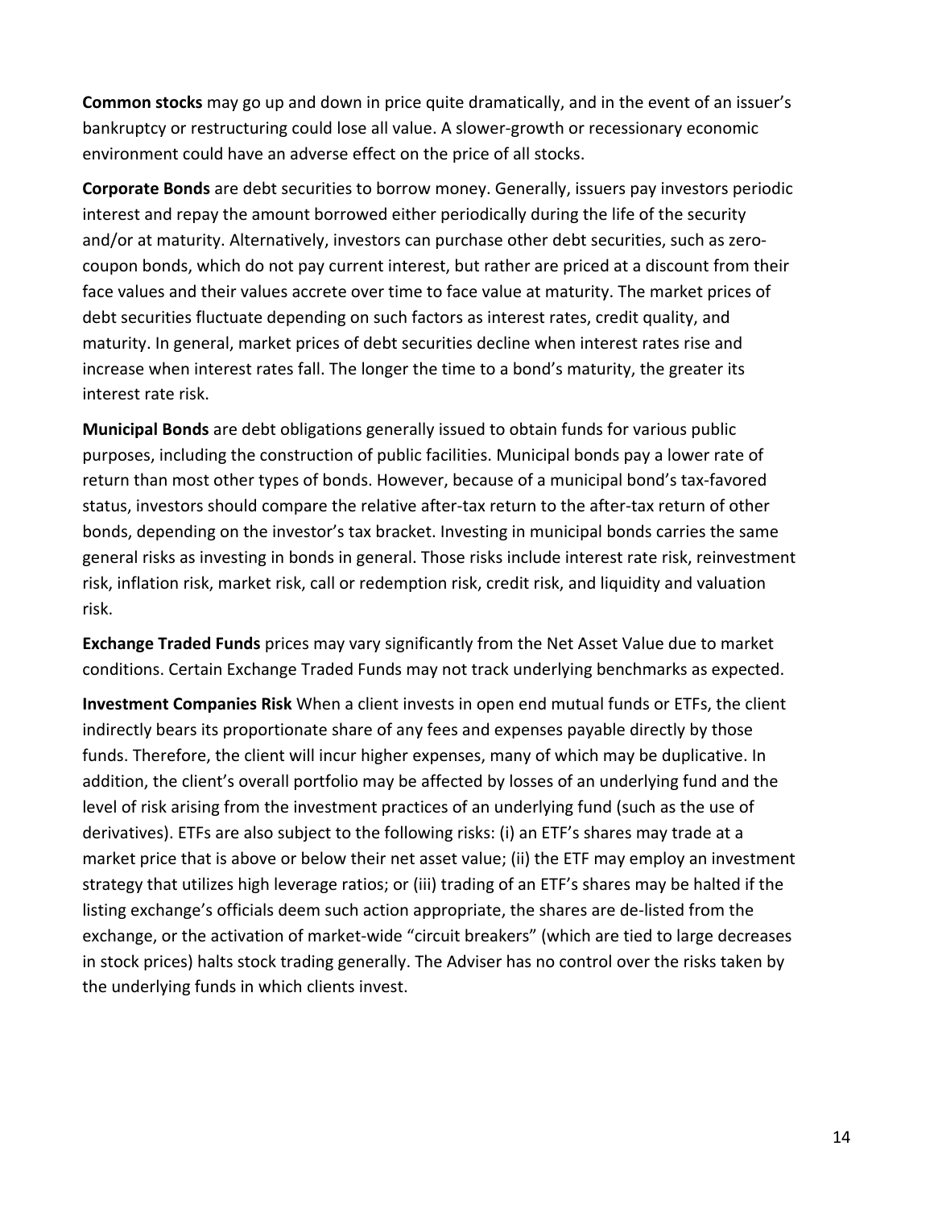**Common stocks** may go up and down in price quite dramatically, and in the event of an issuer's bankruptcy or restructuring could lose all value. A slower-growth or recessionary economic environment could have an adverse effect on the price of all stocks.

**Corporate Bonds** are debt securities to borrow money. Generally, issuers pay investors periodic interest and repay the amount borrowed either periodically during the life of the security and/or at maturity. Alternatively, investors can purchase other debt securities, such as zero-coupon bonds, which do not pay current interest, but rather are priced at a discount from their face values and their values accrete over time to face value at maturity. The market prices of debt securities fluctuate depending on such factors as interest rates, credit quality, and maturity. In general, market prices of debt securities decline when interest rates rise and increase when interest rates fall. The longer the time to a bond's maturity, the greater its interest rate risk.

**Municipal Bonds** are debt obligations generally issued to obtain funds for various public purposes, including the construction of public facilities. Municipal bonds pay a lower rate of return than most other types of bonds. However, because of a municipal bond's tax-favored status, investors should compare the relative after-tax return to the after-tax return of other bonds, depending on the investor's tax bracket. Investing in municipal bonds carries the same general risks as investing in bonds in general. Those risks include interest rate risk, reinvestment risk, inflation risk, market risk, call or redemption risk, credit risk, and liquidity and valuation risk.

**Exchange Traded Funds** prices may vary significantly from the Net Asset Value due to market conditions. Certain Exchange Traded Funds may not track underlying benchmarks as expected.

**Investment Companies Risk** When a client invests in open end mutual funds or ETFs, the client indirectly bears its proportionate share of any fees and expenses payable directly by those funds. Therefore, the client will incur higher expenses, many of which may be duplicative. In addition, the client's overall portfolio may be affected by losses of an underlying fund and the level of risk arising from the investment practices of an underlying fund (such as the use of derivatives). ETFs are also subject to the following risks: (i) an ETF's shares may trade at a market price that is above or below their net asset value; (ii) the ETF may employ an investment strategy that utilizes high leverage ratios; or (iii) trading of an ETF's shares may be halted if the listing exchange's officials deem such action appropriate, the shares are de-listed from the exchange, or the activation of market-wide "circuit breakers" (which are tied to large decreases in stock prices) halts stock trading generally. The Adviser has no control over the risks taken by the underlying funds in which clients invest.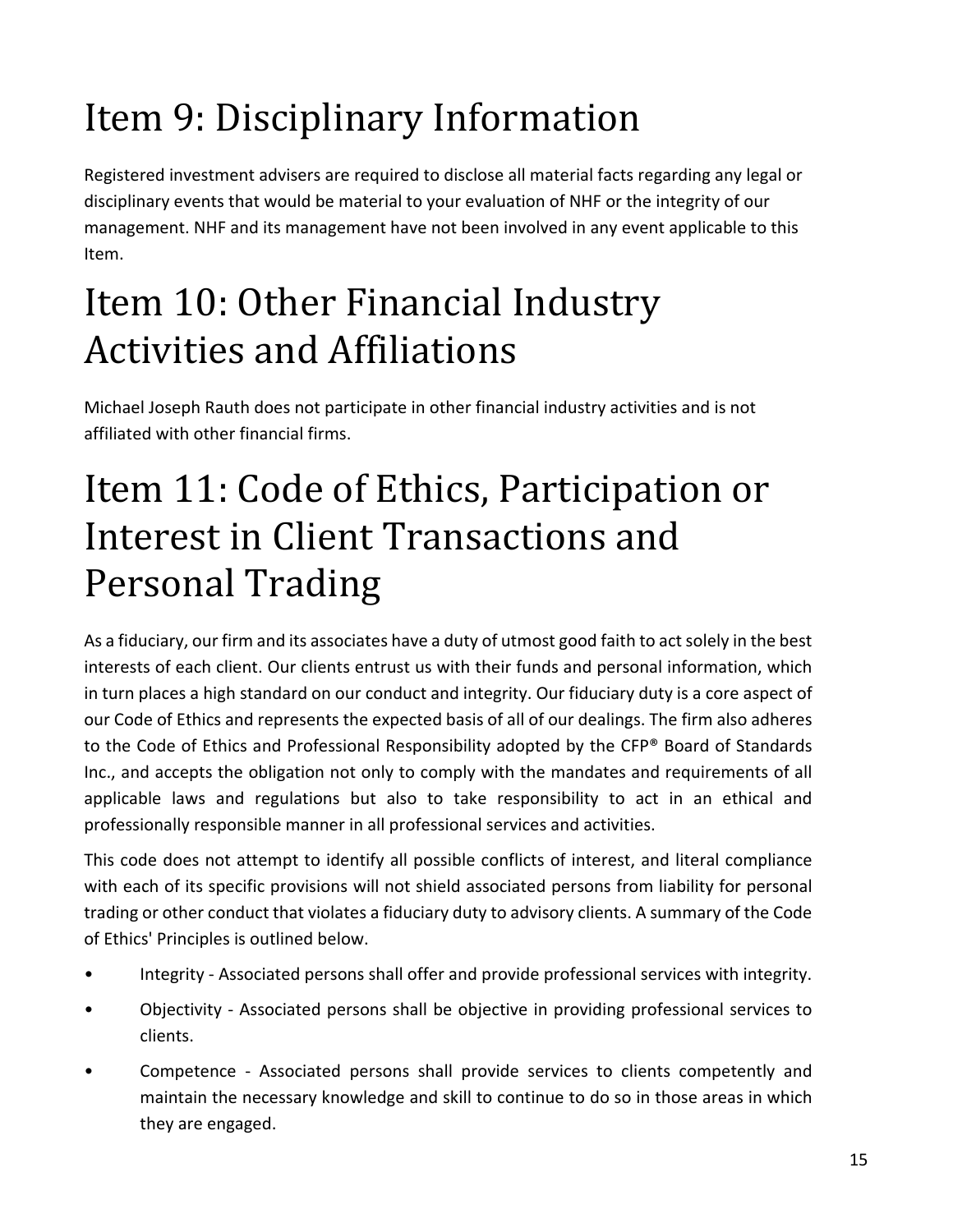# Item 9: Disciplinary Information

Registered investment advisers are required to disclose all material facts regarding any legal or disciplinary events that would be material to your evaluation of NHF or the integrity of our management. NHF and its management have not been involved in any event applicable to this Item.

# Item 10: Other Financial Industry Activities and Affiliations

Michael Joseph Rauth does not participate in other financial industry activities and is not affiliated with other financial firms.

# Item 11: Code of Ethics, Participation or Interest in Client Transactions and Personal Trading

As a fiduciary, our firm and its associates have a duty of utmost good faith to act solely in the best interests of each client. Our clients entrust us with their funds and personal information, which in turn places a high standard on our conduct and integrity. Our fiduciary duty is a core aspect of our Code of Ethics and represents the expected basis of all of our dealings. The firm also adheres to the Code of Ethics and Professional Responsibility adopted by the CFP® Board of Standards Inc., and accepts the obligation not only to comply with the mandates and requirements of all applicable laws and regulations but also to take responsibility to act in an ethical and professionally responsible manner in all professional services and activities.

This code does not attempt to identify all possible conflicts of interest, and literal compliance with each of its specific provisions will not shield associated persons from liability for personal trading or other conduct that violates a fiduciary duty to advisory clients. A summary of the Code of Ethics' Principles is outlined below.

- Integrity - Associated persons shall offer and provide professional services with integrity.
- Objectivity - Associated persons shall be objective in providing professional services to clients.
- Competence - Associated persons shall provide services to clients competently and maintain the necessary knowledge and skill to continue to do so in those areas in which they are engaged.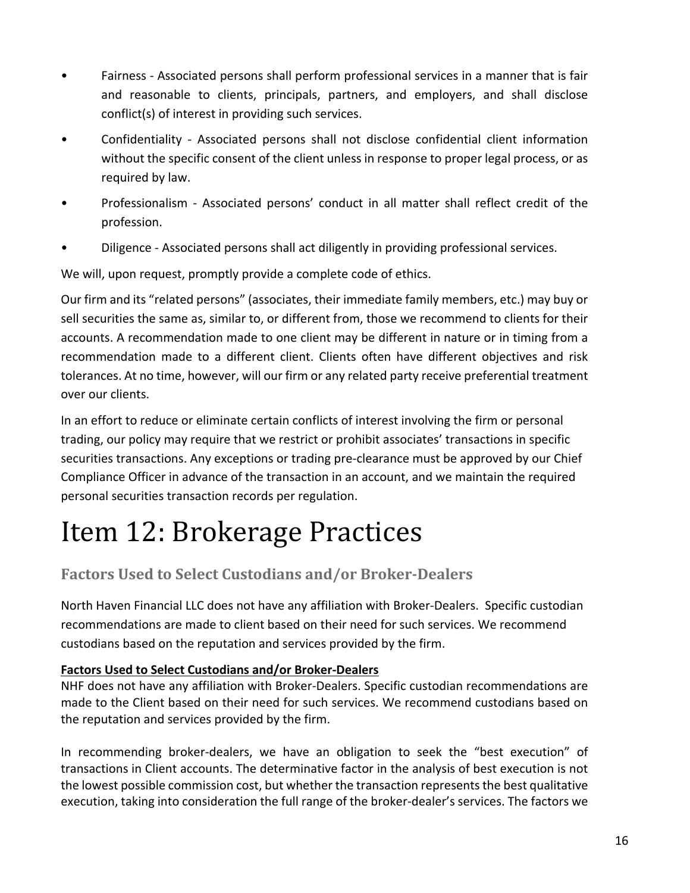- Fairness - Associated persons shall perform professional services in a manner that is fair and reasonable to clients, principals, partners, and employers, and shall disclose conflict(s) of interest in providing such services.
- Confidentiality - Associated persons shall not disclose confidential client information without the specific consent of the client unless in response to proper legal process, or as required by law.
- Professionalism - Associated persons' conduct in all matter shall reflect credit of the profession.
- Diligence - Associated persons shall act diligently in providing professional services.

We will, upon request, promptly provide a complete code of ethics.

Our firm and its "related persons" (associates, their immediate family members, etc.) may buy or sell securities the same as, similar to, or different from, those we recommend to clients for their accounts. A recommendation made to one client may be different in nature or in timing from a recommendation made to a different client. Clients often have different objectives and risk tolerances. At no time, however, will our firm or any related party receive preferential treatment over our clients.

In an effort to reduce or eliminate certain conflicts of interest involving the firm or personal trading, our policy may require that we restrict or prohibit associates' transactions in specific securities transactions. Any exceptions or trading pre-clearance must be approved by our Chief Compliance Officer in advance of the transaction in an account, and we maintain the required personal securities transaction records per regulation.

# Item 12: Brokerage Practices

## Factors Used to Select Custodians and/or Broker-Dealers

North Haven Financial LLC does not have any affiliation with Broker-Dealers. Specific custodian recommendations are made to client based on their need for such services. We recommend custodians based on the reputation and services provided by the firm.

**Factors Used to Select Custodians and/or Broker-Dealers**

NHF does not have any affiliation with Broker-Dealers. Specific custodian recommendations are made to the Client based on their need for such services. We recommend custodians based on the reputation and services provided by the firm.

In recommending broker-dealers, we have an obligation to seek the "best execution" of transactions in Client accounts. The determinative factor in the analysis of best execution is not the lowest possible commission cost, but whether the transaction represents the best qualitative execution, taking into consideration the full range of the broker-dealer's services. The factors we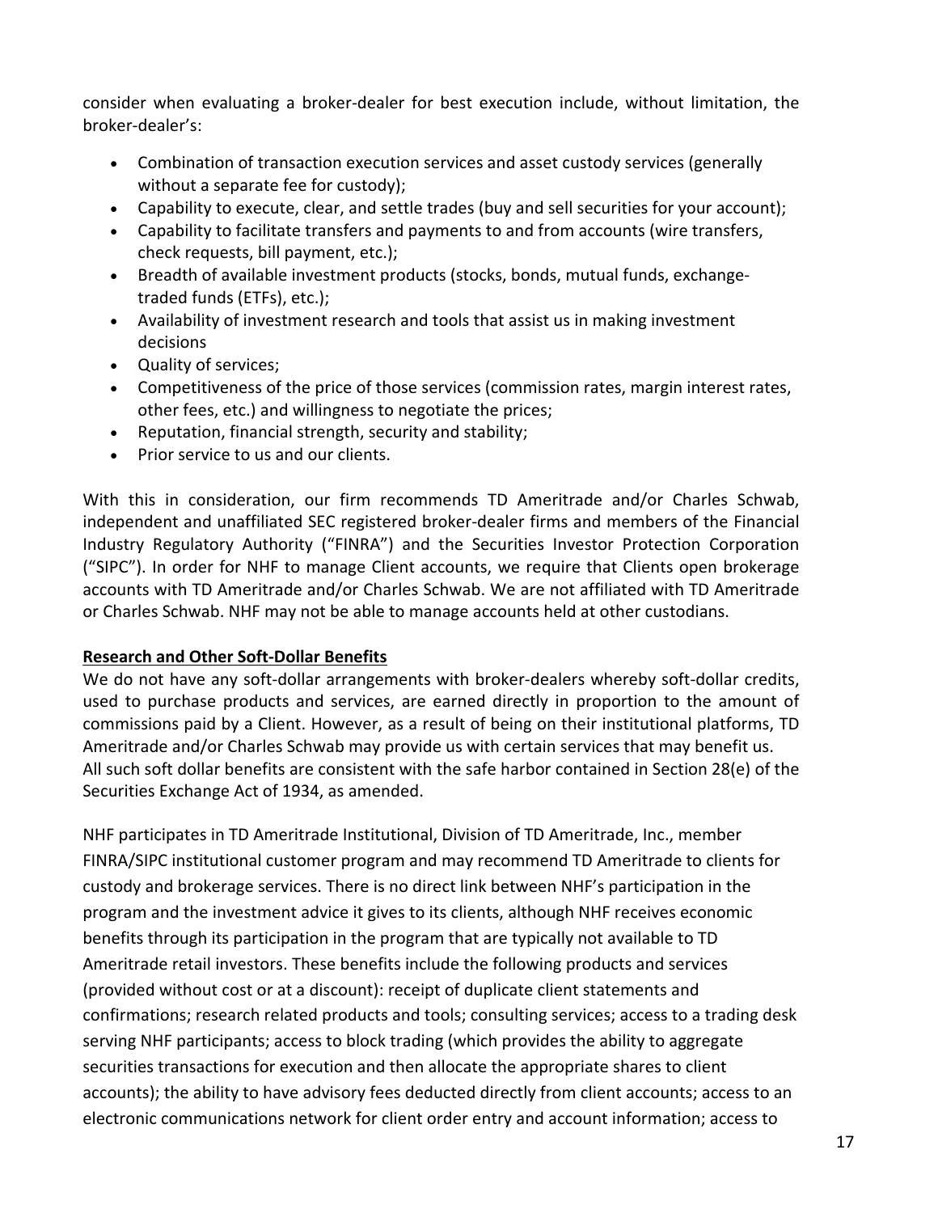consider when evaluating a broker-dealer for best execution include, without limitation, the broker-dealer's:

- Combination of transaction execution services and asset custody services (generally without a separate fee for custody);
- Capability to execute, clear, and settle trades (buy and sell securities for your account);
- Capability to facilitate transfers and payments to and from accounts (wire transfers, check requests, bill payment, etc.);
- Breadth of available investment products (stocks, bonds, mutual funds, exchange-traded funds (ETFs), etc.);
- Availability of investment research and tools that assist us in making investment decisions
- Quality of services;
- Competitiveness of the price of those services (commission rates, margin interest rates, other fees, etc.) and willingness to negotiate the prices;
- Reputation, financial strength, security and stability;
- Prior service to us and our clients.

With this in consideration, our firm recommends TD Ameritrade and/or Charles Schwab, independent and unaffiliated SEC registered broker-dealer firms and members of the Financial Industry Regulatory Authority ("FINRA") and the Securities Investor Protection Corporation ("SIPC"). In order for NHF to manage Client accounts, we require that Clients open brokerage accounts with TD Ameritrade and/or Charles Schwab. We are not affiliated with TD Ameritrade or Charles Schwab. NHF may not be able to manage accounts held at other custodians.

**Research and Other Soft-Dollar Benefits**

We do not have any soft-dollar arrangements with broker-dealers whereby soft-dollar credits, used to purchase products and services, are earned directly in proportion to the amount of commissions paid by a Client. However, as a result of being on their institutional platforms, TD Ameritrade and/or Charles Schwab may provide us with certain services that may benefit us. All such soft dollar benefits are consistent with the safe harbor contained in Section 28(e) of the Securities Exchange Act of 1934, as amended.

NHF participates in TD Ameritrade Institutional, Division of TD Ameritrade, Inc., member FINRA/SIPC institutional customer program and may recommend TD Ameritrade to clients for custody and brokerage services. There is no direct link between NHF's participation in the program and the investment advice it gives to its clients, although NHF receives economic benefits through its participation in the program that are typically not available to TD Ameritrade retail investors. These benefits include the following products and services (provided without cost or at a discount): receipt of duplicate client statements and confirmations; research related products and tools; consulting services; access to a trading desk serving NHF participants; access to block trading (which provides the ability to aggregate securities transactions for execution and then allocate the appropriate shares to client accounts); the ability to have advisory fees deducted directly from client accounts; access to an electronic communications network for client order entry and account information; access to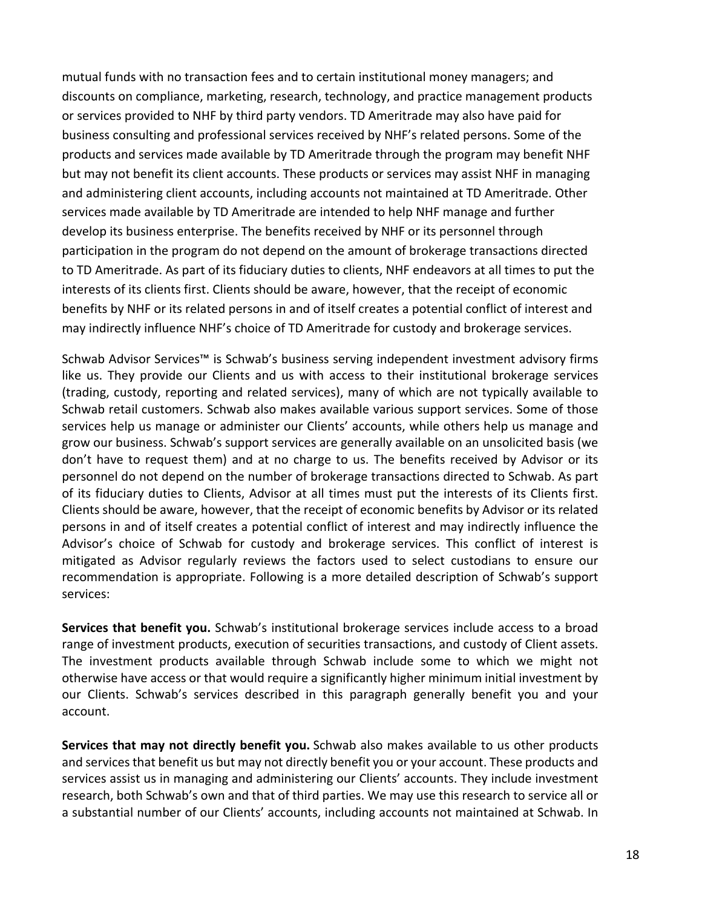mutual funds with no transaction fees and to certain institutional money managers; and discounts on compliance, marketing, research, technology, and practice management products or services provided to NHF by third party vendors. TD Ameritrade may also have paid for business consulting and professional services received by NHF's related persons. Some of the products and services made available by TD Ameritrade through the program may benefit NHF but may not benefit its client accounts. These products or services may assist NHF in managing and administering client accounts, including accounts not maintained at TD Ameritrade. Other services made available by TD Ameritrade are intended to help NHF manage and further develop its business enterprise. The benefits received by NHF or its personnel through participation in the program do not depend on the amount of brokerage transactions directed to TD Ameritrade. As part of its fiduciary duties to clients, NHF endeavors at all times to put the interests of its clients first. Clients should be aware, however, that the receipt of economic benefits by NHF or its related persons in and of itself creates a potential conflict of interest and may indirectly influence NHF's choice of TD Ameritrade for custody and brokerage services.

Schwab Advisor Services™ is Schwab's business serving independent investment advisory firms like us. They provide our Clients and us with access to their institutional brokerage services (trading, custody, reporting and related services), many of which are not typically available to Schwab retail customers. Schwab also makes available various support services. Some of those services help us manage or administer our Clients' accounts, while others help us manage and grow our business. Schwab's support services are generally available on an unsolicited basis (we don't have to request them) and at no charge to us. The benefits received by Advisor or its personnel do not depend on the number of brokerage transactions directed to Schwab. As part of its fiduciary duties to Clients, Advisor at all times must put the interests of its Clients first. Clients should be aware, however, that the receipt of economic benefits by Advisor or its related persons in and of itself creates a potential conflict of interest and may indirectly influence the Advisor's choice of Schwab for custody and brokerage services. This conflict of interest is mitigated as Advisor regularly reviews the factors used to select custodians to ensure our recommendation is appropriate. Following is a more detailed description of Schwab's support services:

**Services that benefit you.** Schwab's institutional brokerage services include access to a broad range of investment products, execution of securities transactions, and custody of Client assets. The investment products available through Schwab include some to which we might not otherwise have access or that would require a significantly higher minimum initial investment by our Clients. Schwab's services described in this paragraph generally benefit you and your account.

**Services that may not directly benefit you.** Schwab also makes available to us other products and services that benefit us but may not directly benefit you or your account. These products and services assist us in managing and administering our Clients' accounts. They include investment research, both Schwab's own and that of third parties. We may use this research to service all or a substantial number of our Clients' accounts, including accounts not maintained at Schwab. In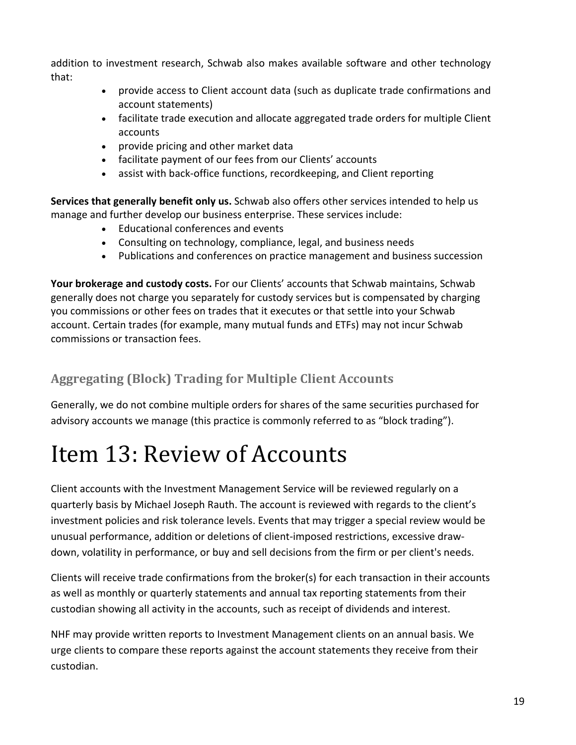addition to investment research, Schwab also makes available software and other technology that:

- provide access to Client account data (such as duplicate trade confirmations and account statements)
- facilitate trade execution and allocate aggregated trade orders for multiple Client accounts
- provide pricing and other market data
- facilitate payment of our fees from our Clients' accounts
- assist with back-office functions, recordkeeping, and Client reporting

**Services that generally benefit only us.** Schwab also offers other services intended to help us manage and further develop our business enterprise. These services include:

- Educational conferences and events
- Consulting on technology, compliance, legal, and business needs
- Publications and conferences on practice management and business succession

**Your brokerage and custody costs.** For our Clients' accounts that Schwab maintains, Schwab generally does not charge you separately for custody services but is compensated by charging you commissions or other fees on trades that it executes or that settle into your Schwab account. Certain trades (for example, many mutual funds and ETFs) may not incur Schwab commissions or transaction fees.

## Aggregating (Block) Trading for Multiple Client Accounts

Generally, we do not combine multiple orders for shares of the same securities purchased for advisory accounts we manage (this practice is commonly referred to as "block trading").

# Item 13: Review of Accounts

Client accounts with the Investment Management Service will be reviewed regularly on a quarterly basis by Michael Joseph Rauth. The account is reviewed with regards to the client's investment policies and risk tolerance levels. Events that may trigger a special review would be unusual performance, addition or deletions of client-imposed restrictions, excessive draw-down, volatility in performance, or buy and sell decisions from the firm or per client's needs.

Clients will receive trade confirmations from the broker(s) for each transaction in their accounts as well as monthly or quarterly statements and annual tax reporting statements from their custodian showing all activity in the accounts, such as receipt of dividends and interest.

NHF may provide written reports to Investment Management clients on an annual basis. We urge clients to compare these reports against the account statements they receive from their custodian.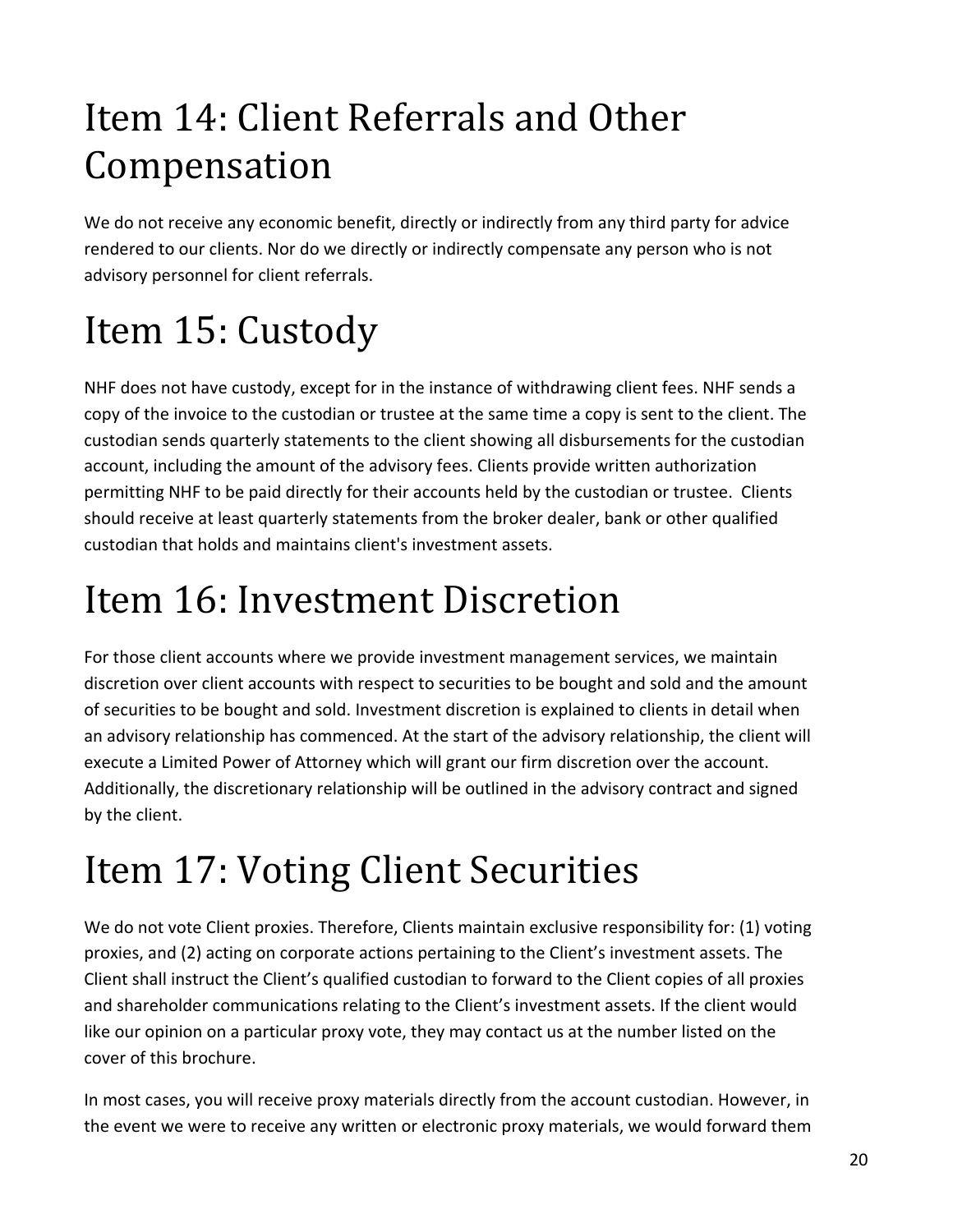# Item 14: Client Referrals and Other Compensation

We do not receive any economic benefit, directly or indirectly from any third party for advice rendered to our clients. Nor do we directly or indirectly compensate any person who is not advisory personnel for client referrals.

# Item 15: Custody

NHF does not have custody, except for in the instance of withdrawing client fees. NHF sends a copy of the invoice to the custodian or trustee at the same time a copy is sent to the client. The custodian sends quarterly statements to the client showing all disbursements for the custodian account, including the amount of the advisory fees. Clients provide written authorization permitting NHF to be paid directly for their accounts held by the custodian or trustee. Clients should receive at least quarterly statements from the broker dealer, bank or other qualified custodian that holds and maintains client's investment assets.

# Item 16: Investment Discretion

For those client accounts where we provide investment management services, we maintain discretion over client accounts with respect to securities to be bought and sold and the amount of securities to be bought and sold. Investment discretion is explained to clients in detail when an advisory relationship has commenced. At the start of the advisory relationship, the client will execute a Limited Power of Attorney which will grant our firm discretion over the account. Additionally, the discretionary relationship will be outlined in the advisory contract and signed by the client.

# Item 17: Voting Client Securities

We do not vote Client proxies. Therefore, Clients maintain exclusive responsibility for: (1) voting proxies, and (2) acting on corporate actions pertaining to the Client's investment assets. The Client shall instruct the Client's qualified custodian to forward to the Client copies of all proxies and shareholder communications relating to the Client's investment assets. If the client would like our opinion on a particular proxy vote, they may contact us at the number listed on the cover of this brochure.

In most cases, you will receive proxy materials directly from the account custodian. However, in the event we were to receive any written or electronic proxy materials, we would forward them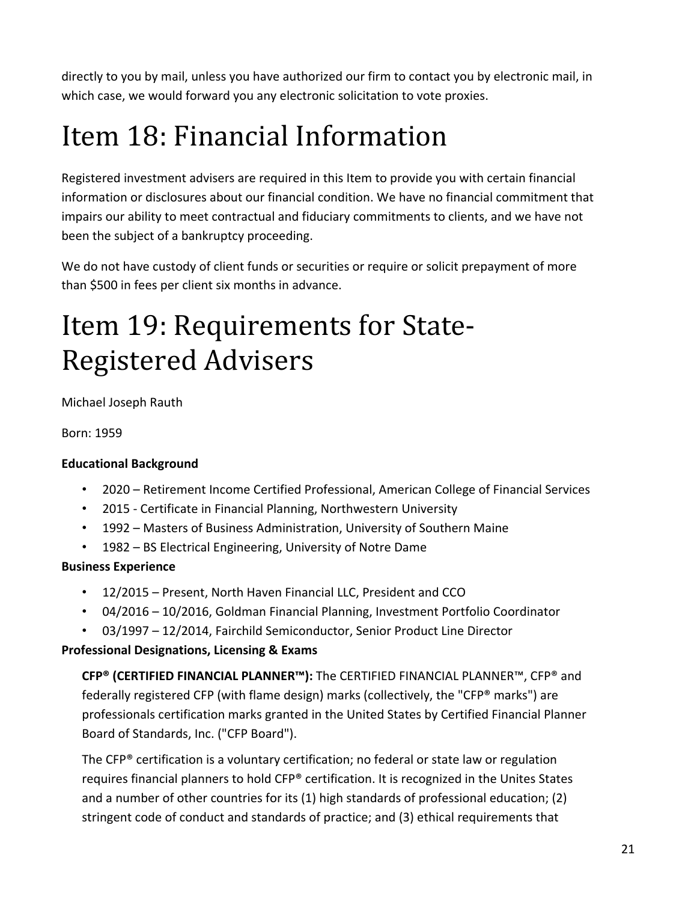directly to you by mail, unless you have authorized our firm to contact you by electronic mail, in which case, we would forward you any electronic solicitation to vote proxies.

# Item 18: Financial Information

Registered investment advisers are required in this Item to provide you with certain financial information or disclosures about our financial condition. We have no financial commitment that impairs our ability to meet contractual and fiduciary commitments to clients, and we have not been the subject of a bankruptcy proceeding.

We do not have custody of client funds or securities or require or solicit prepayment of more than $500 in fees per client six months in advance.

# Item 19: Requirements for State-Registered Advisers

Michael Joseph Rauth

Born: 1959

**Educational Background**

- 2020 – Retirement Income Certified Professional, American College of Financial Services
- 2015 - Certificate in Financial Planning, Northwestern University
- 1992 – Masters of Business Administration, University of Southern Maine
- 1982 – BS Electrical Engineering, University of Notre Dame

**Business Experience**

- 12/2015 – Present, North Haven Financial LLC, President and CCO
- 04/2016 – 10/2016, Goldman Financial Planning, Investment Portfolio Coordinator
- 03/1997 – 12/2014, Fairchild Semiconductor, Senior Product Line Director

**Professional Designations, Licensing & Exams**

**CFP® (CERTIFIED FINANCIAL PLANNER™):** The CERTIFIED FINANCIAL PLANNER™, CFP® and federally registered CFP (with flame design) marks (collectively, the "CFP® marks") are professionals certification marks granted in the United States by Certified Financial Planner Board of Standards, Inc. ("CFP Board").

The CFP® certification is a voluntary certification; no federal or state law or regulation requires financial planners to hold CFP® certification. It is recognized in the Unites States and a number of other countries for its (1) high standards of professional education; (2) stringent code of conduct and standards of practice; and (3) ethical requirements that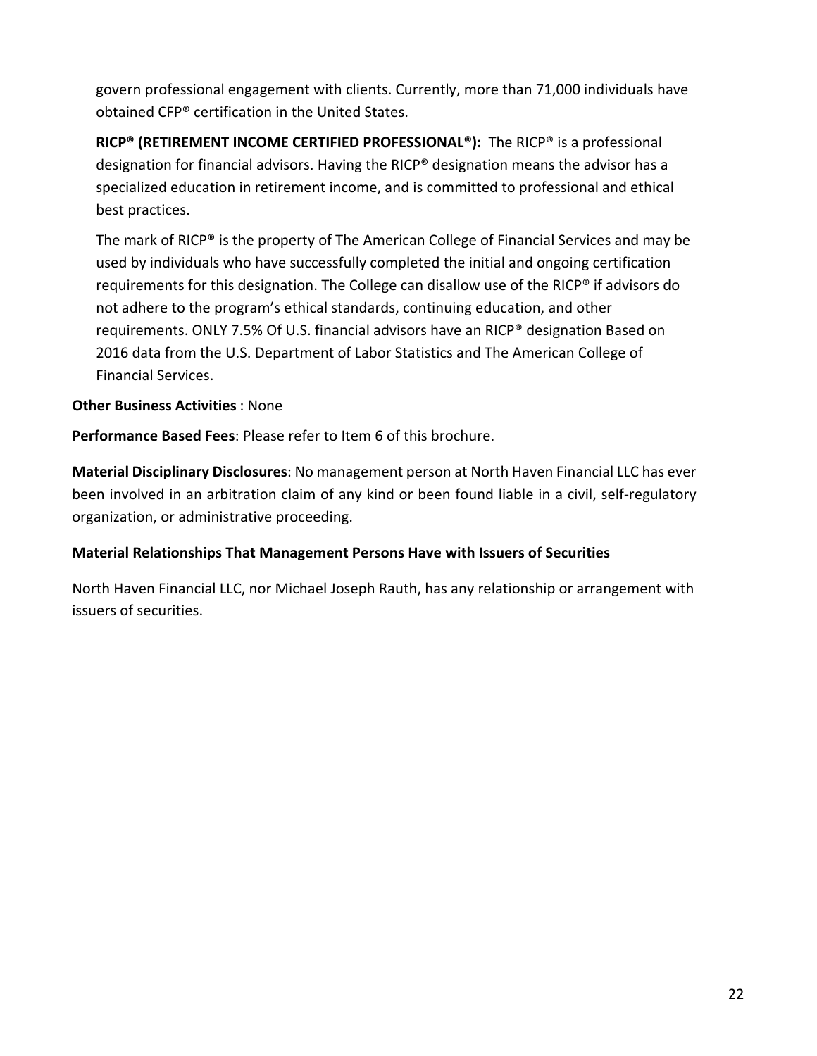govern professional engagement with clients. Currently, more than 71,000 individuals have obtained CFP® certification in the United States.

**RICP® (RETIREMENT INCOME CERTIFIED PROFESSIONAL®):** The RICP® is a professional designation for financial advisors. Having the RICP® designation means the advisor has a specialized education in retirement income, and is committed to professional and ethical best practices.

The mark of RICP® is the property of The American College of Financial Services and may be used by individuals who have successfully completed the initial and ongoing certification requirements for this designation. The College can disallow use of the RICP® if advisors do not adhere to the program's ethical standards, continuing education, and other requirements. ONLY 7.5% Of U.S. financial advisors have an RICP® designation Based on 2016 data from the U.S. Department of Labor Statistics and The American College of Financial Services.

**Other Business Activities** : None

**Performance Based Fees**: Please refer to Item 6 of this brochure.

**Material Disciplinary Disclosures**: No management person at North Haven Financial LLC has ever been involved in an arbitration claim of any kind or been found liable in a civil, self-regulatory organization, or administrative proceeding.

**Material Relationships That Management Persons Have with Issuers of Securities**

North Haven Financial LLC, nor Michael Joseph Rauth, has any relationship or arrangement with issuers of securities.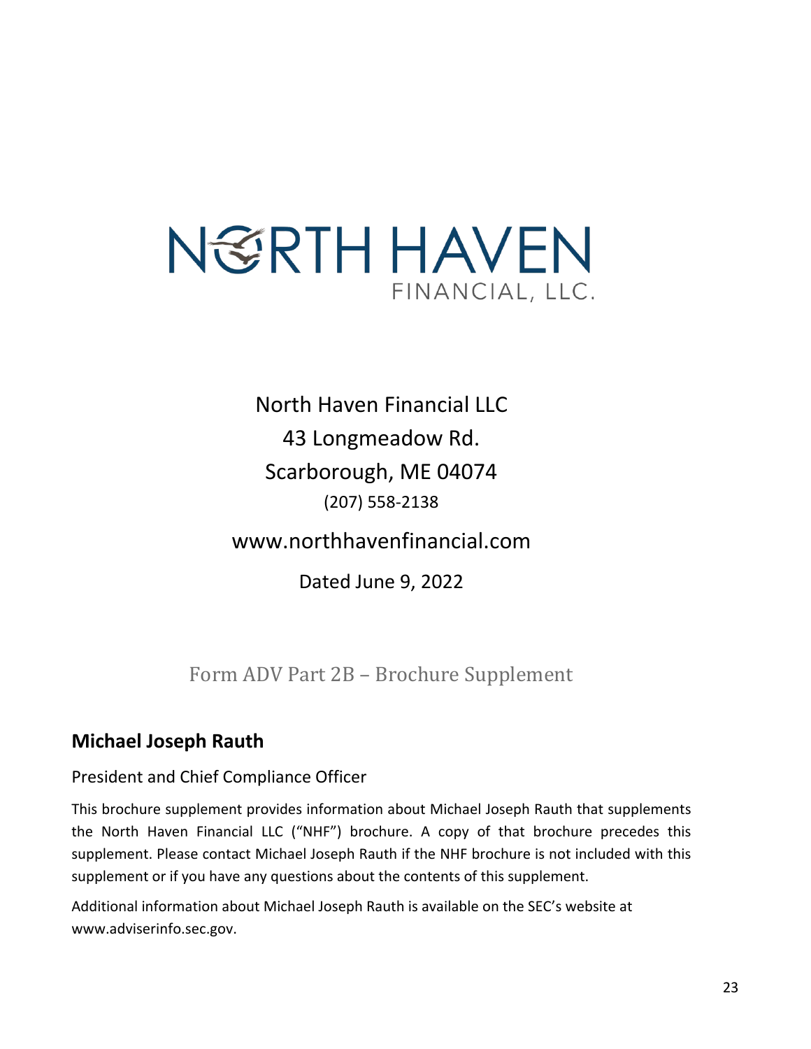NORTH HAVEN

FINANCIAL, LLC.

North Haven Financial LLC

43 Longmeadow Rd.

Scarborough, ME 04074

(207) 558-2138

www.northhavenfinancial.com

Dated June 9, 2022

# Form ADV Part 2B – Brochure Supplement

## Michael Joseph Rauth

President and Chief Compliance Officer

This brochure supplement provides information about Michael Joseph Rauth that supplements the North Haven Financial LLC ("NHF") brochure. A copy of that brochure precedes this supplement. Please contact Michael Joseph Rauth if the NHF brochure is not included with this supplement or if you have any questions about the contents of this supplement.

Additional information about Michael Joseph Rauth is available on the SEC's website at www.adviserinfo.sec.gov.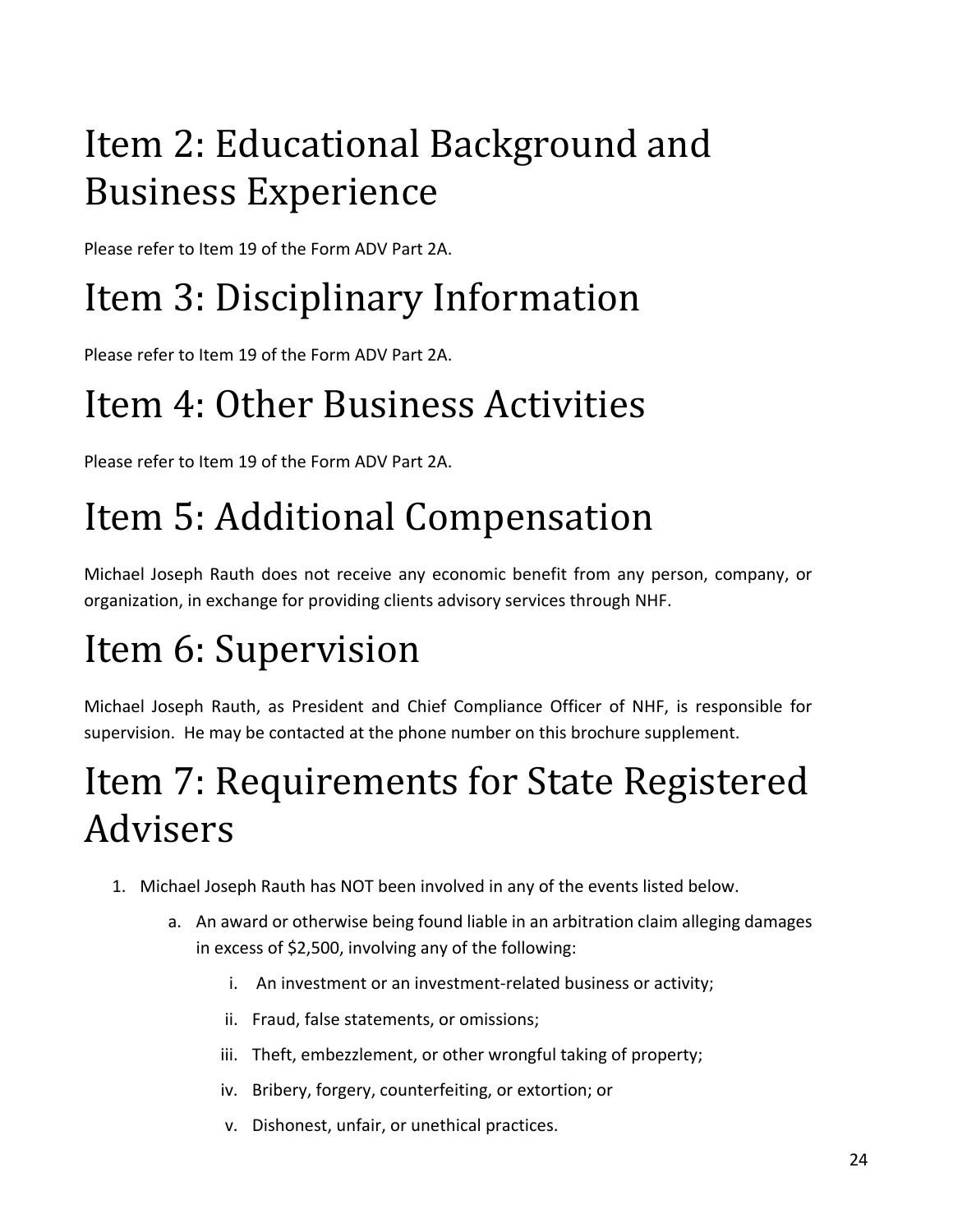# Item 2: Educational Background and Business Experience

Please refer to Item 19 of the Form ADV Part 2A.

# Item 3: Disciplinary Information

Please refer to Item 19 of the Form ADV Part 2A.

# Item 4: Other Business Activities

Please refer to Item 19 of the Form ADV Part 2A.

# Item 5: Additional Compensation

Michael Joseph Rauth does not receive any economic benefit from any person, company, or organization, in exchange for providing clients advisory services through NHF.

# Item 6: Supervision

Michael Joseph Rauth, as President and Chief Compliance Officer of NHF, is responsible for supervision. He may be contacted at the phone number on this brochure supplement.

# Item 7: Requirements for State Registered Advisers

1. Michael Joseph Rauth has NOT been involved in any of the events listed below.
   a. An award or otherwise being found liable in an arbitration claim alleging damages in excess of $2,500, involving any of the following:
      i. An investment or an investment-related business or activity;
      ii. Fraud, false statements, or omissions;
      iii. Theft, embezzlement, or other wrongful taking of property;
      iv. Bribery, forgery, counterfeiting, or extortion; or
      v. Dishonest, unfair, or unethical practices.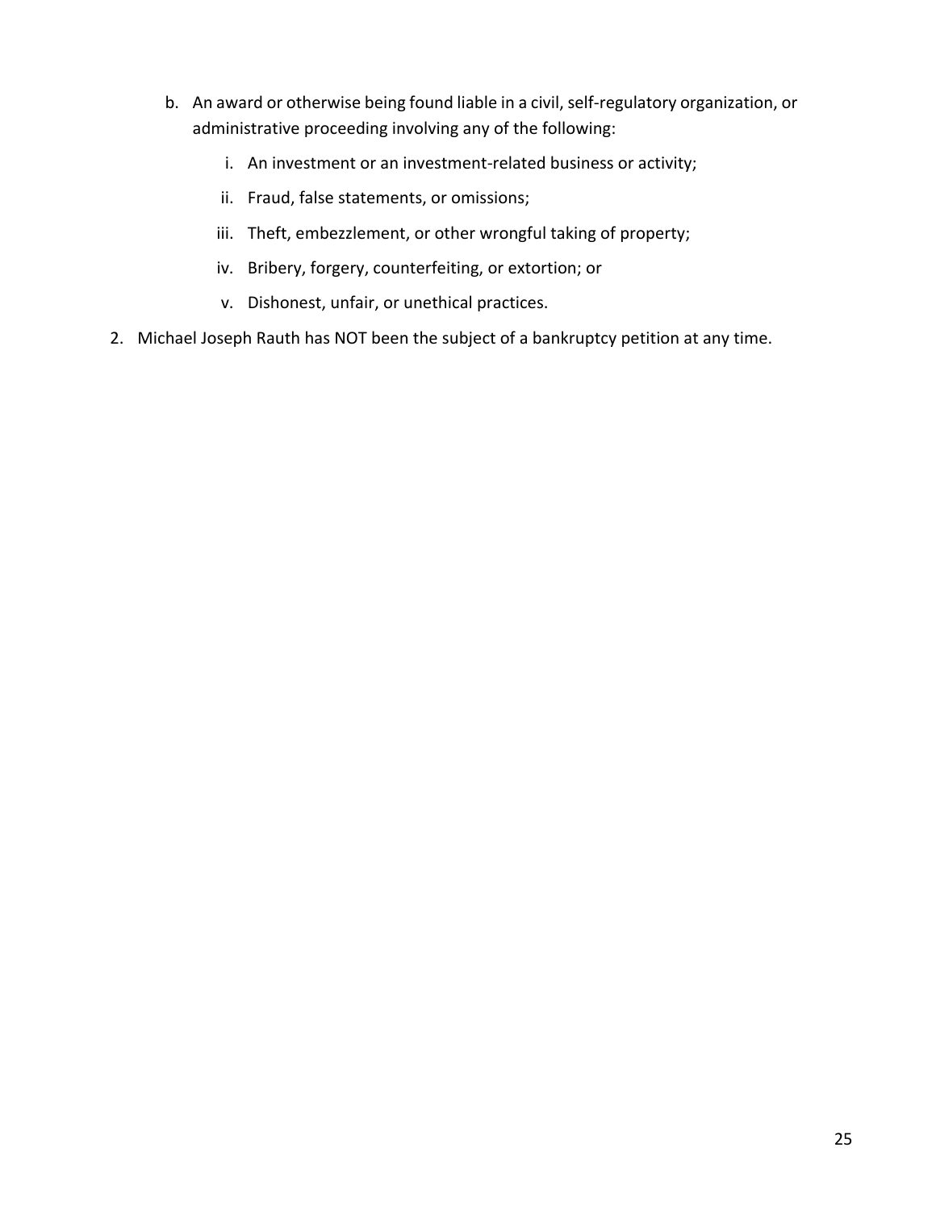b. An award or otherwise being found liable in a civil, self-regulatory organization, or administrative proceeding involving any of the following:

   i. An investment or an investment-related business or activity;

   ii. Fraud, false statements, or omissions;

   iii. Theft, embezzlement, or other wrongful taking of property;

   iv. Bribery, forgery, counterfeiting, or extortion; or

   v. Dishonest, unfair, or unethical practices.

2. Michael Joseph Rauth has NOT been the subject of a bankruptcy petition at any time.